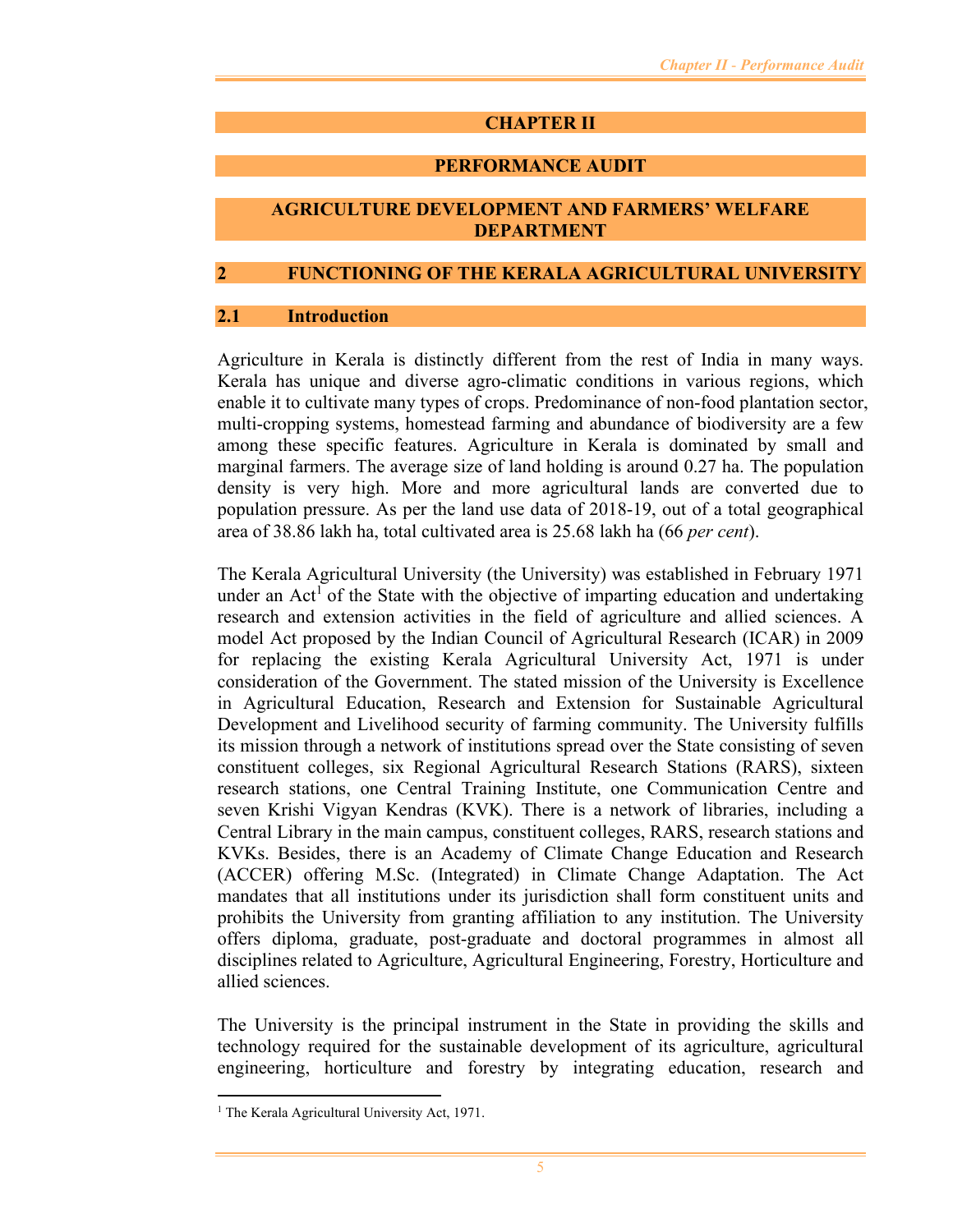# CHAPTER II

# PERFORMANCE AUDIT

# AGRICULTURE DEVELOPMENT AND FARMERS' WELFARE DEPARTMENT

## 2 FUNCTIONING OF THE KERALA AGRICULTURAL UNIVERSITY

### 2.1 Introduction

Agriculture in Kerala is distinctly different from the rest of India in many ways. Kerala has unique and diverse agro-climatic conditions in various regions, which enable it to cultivate many types of crops. Predominance of non-food plantation sector, multi-cropping systems, homestead farming and abundance of biodiversity are a few among these specific features. Agriculture in Kerala is dominated by small and marginal farmers. The average size of land holding is around 0.27 ha. The population density is very high. More and more agricultural lands are converted due to population pressure. As per the land use data of 2018-19, out of a total geographical area of 38.86 lakh ha, total cultivated area is 25.68 lakh ha (66 *per cent*).

The Kerala Agricultural University (the University) was established in February 1971 under an Act[1] of the State with the objective of imparting education and undertaking research and extension activities in the field of agriculture and allied sciences. A model Act proposed by the Indian Council of Agricultural Research (ICAR) in 2009 for replacing the existing Kerala Agricultural University Act, 1971 is under consideration of the Government. The stated mission of the University is Excellence in Agricultural Education, Research and Extension for Sustainable Agricultural Development and Livelihood security of farming community. The University fulfills its mission through a network of institutions spread over the State consisting of seven constituent colleges, six Regional Agricultural Research Stations (RARS), sixteen research stations, one Central Training Institute, one Communication Centre and seven Krishi Vigyan Kendras (KVK). There is a network of libraries, including a Central Library in the main campus, constituent colleges, RARS, research stations and KVKs. Besides, there is an Academy of Climate Change Education and Research (ACCER) offering M.Sc. (Integrated) in Climate Change Adaptation. The Act mandates that all institutions under its jurisdiction shall form constituent units and prohibits the University from granting affiliation to any institution. The University offers diploma, graduate, post-graduate and doctoral programmes in almost all disciplines related to Agriculture, Agricultural Engineering, Forestry, Horticulture and allied sciences.

The University is the principal instrument in the State in providing the skills and technology required for the sustainable development of its agriculture, agricultural engineering, horticulture and forestry by integrating education, research and

[1] The Kerala Agricultural University Act, 1971.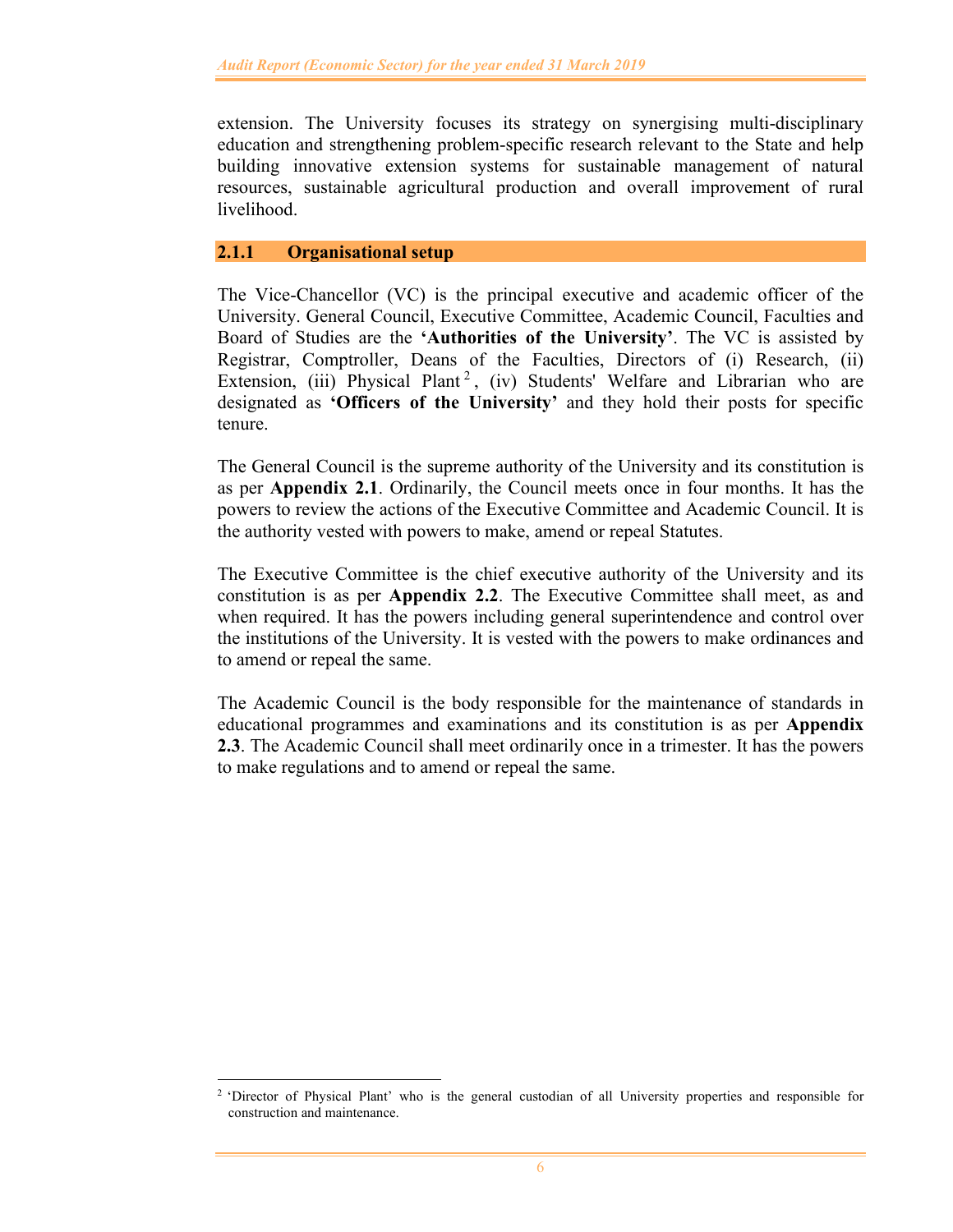extension. The University focuses its strategy on synergising multi-disciplinary education and strengthening problem-specific research relevant to the State and help building innovative extension systems for sustainable management of natural resources, sustainable agricultural production and overall improvement of rural livelihood.

### 2.1.1 Organisational setup

The Vice-Chancellor (VC) is the principal executive and academic officer of the University. General Council, Executive Committee, Academic Council, Faculties and Board of Studies are the **'Authorities of the University'**. The VC is assisted by Registrar, Comptroller, Deans of the Faculties, Directors of (i) Research, (ii) Extension, (iii) Physical Plant[2], (iv) Students' Welfare and Librarian who are designated as **'Officers of the University'** and they hold their posts for specific tenure.

The General Council is the supreme authority of the University and its constitution is as per **Appendix 2.1**. Ordinarily, the Council meets once in four months. It has the powers to review the actions of the Executive Committee and Academic Council. It is the authority vested with powers to make, amend or repeal Statutes.

The Executive Committee is the chief executive authority of the University and its constitution is as per **Appendix 2.2**. The Executive Committee shall meet, as and when required. It has the powers including general superintendence and control over the institutions of the University. It is vested with the powers to make ordinances and to amend or repeal the same.

The Academic Council is the body responsible for the maintenance of standards in educational programmes and examinations and its constitution is as per **Appendix 2.3**. The Academic Council shall meet ordinarily once in a trimester. It has the powers to make regulations and to amend or repeal the same.

---

[2] 'Director of Physical Plant' who is the general custodian of all University properties and responsible for construction and maintenance.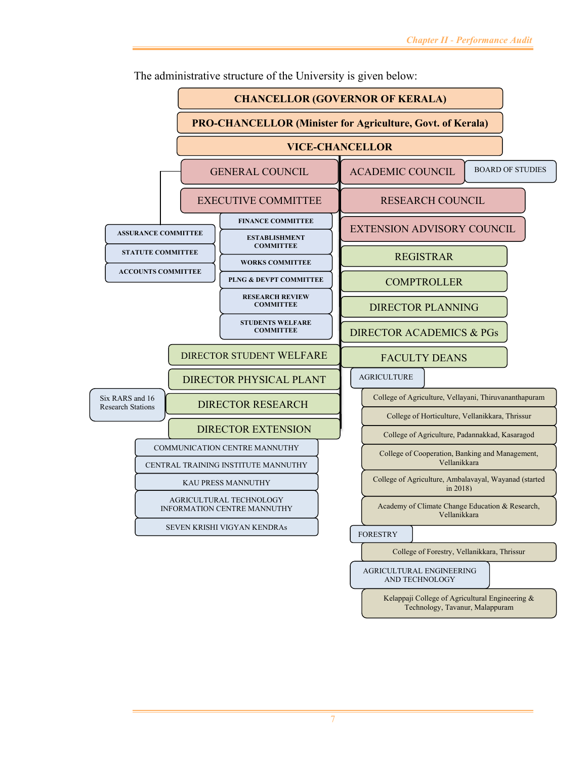The administrative structure of the University is given below:

- **CHANCELLOR (GOVERNOR OF KERALA)**
- **PRO-CHANCELLOR (Minister for Agriculture, Govt. of Kerala)**
- **VICE-CHANCELLOR**
  - GENERAL COUNCIL
    - ASSURANCE COMMITTEE
    - STATUTE COMMITTEE
    - ACCOUNTS COMMITTEE
  - EXECUTIVE COMMITTEE
    - FINANCE COMMITTEE
    - ESTABLISHMENT COMMITTEE
    - WORKS COMMITTEE
    - PLNG & DEVPT COMMITTEE
    - RESEARCH REVIEW COMMITTEE
    - STUDENTS WELFARE COMMITTEE
  - DIRECTOR STUDENT WELFARE
  - DIRECTOR PHYSICAL PLANT
  - DIRECTOR RESEARCH
    - Six RARS and 16 Research Stations
  - DIRECTOR EXTENSION
    - COMMUNICATION CENTRE MANNUTHY
    - CENTRAL TRAINING INSTITUTE MANNUTHY
    - KAU PRESS MANNUTHY
    - AGRICULTURAL TECHNOLOGY INFORMATION CENTRE MANNUTHY
    - SEVEN KRISHI VIGYAN KENDRAs
  - ACADEMIC COUNCIL
    - BOARD OF STUDIES
  - RESEARCH COUNCIL
  - EXTENSION ADVISORY COUNCIL
  - REGISTRAR
  - COMPTROLLER
  - DIRECTOR PLANNING
  - DIRECTOR ACADEMICS & PGs
  - FACULTY DEANS
    - AGRICULTURE
      - College of Agriculture, Vellayani, Thiruvananthapuram
      - College of Horticulture, Vellanikkara, Thrissur
      - College of Agriculture, Padannakkad, Kasaragod
      - College of Cooperation, Banking and Management, Vellanikkara
      - College of Agriculture, Ambalavayal, Wayanad (started in 2018)
      - Academy of Climate Change Education & Research, Vellanikkara
    - FORESTRY
      - College of Forestry, Vellanikkara, Thrissur
    - AGRICULTURAL ENGINEERING AND TECHNOLOGY
      - Kelappaji College of Agricultural Engineering & Technology, Tavanur, Malappuram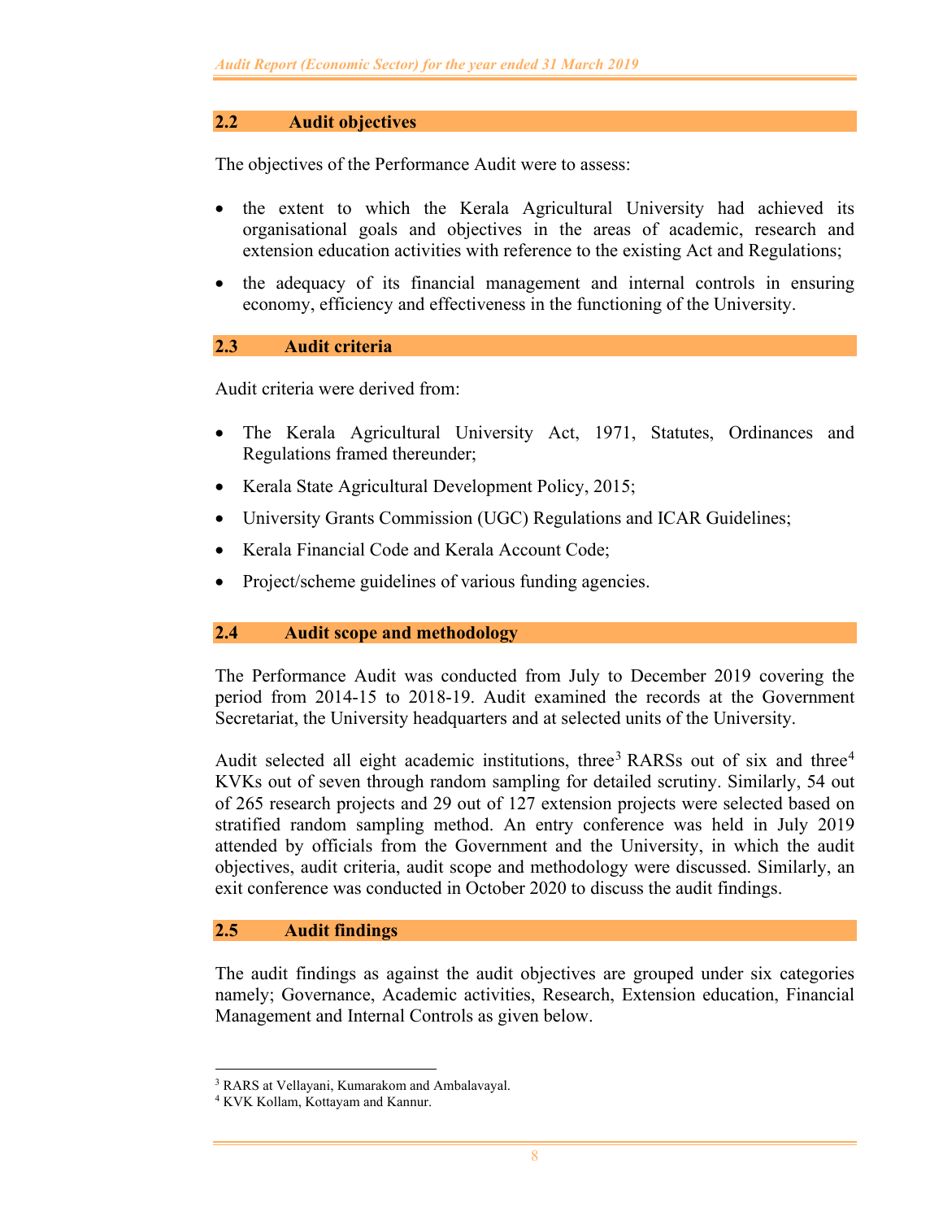## 2.2 Audit objectives

The objectives of the Performance Audit were to assess:

- the extent to which the Kerala Agricultural University had achieved its organisational goals and objectives in the areas of academic, research and extension education activities with reference to the existing Act and Regulations;
- the adequacy of its financial management and internal controls in ensuring economy, efficiency and effectiveness in the functioning of the University.

## 2.3 Audit criteria

Audit criteria were derived from:

- The Kerala Agricultural University Act, 1971, Statutes, Ordinances and Regulations framed thereunder;
- Kerala State Agricultural Development Policy, 2015;
- University Grants Commission (UGC) Regulations and ICAR Guidelines;
- Kerala Financial Code and Kerala Account Code;
- Project/scheme guidelines of various funding agencies.

## 2.4 Audit scope and methodology

The Performance Audit was conducted from July to December 2019 covering the period from 2014-15 to 2018-19. Audit examined the records at the Government Secretariat, the University headquarters and at selected units of the University.

Audit selected all eight academic institutions, three[3] RARSs out of six and three[4] KVKs out of seven through random sampling for detailed scrutiny. Similarly, 54 out of 265 research projects and 29 out of 127 extension projects were selected based on stratified random sampling method. An entry conference was held in July 2019 attended by officials from the Government and the University, in which the audit objectives, audit criteria, audit scope and methodology were discussed. Similarly, an exit conference was conducted in October 2020 to discuss the audit findings.

## 2.5 Audit findings

The audit findings as against the audit objectives are grouped under six categories namely; Governance, Academic activities, Research, Extension education, Financial Management and Internal Controls as given below.

---

[3] RARS at Vellayani, Kumarakom and Ambalavayal.

[4] KVK Kollam, Kottayam and Kannur.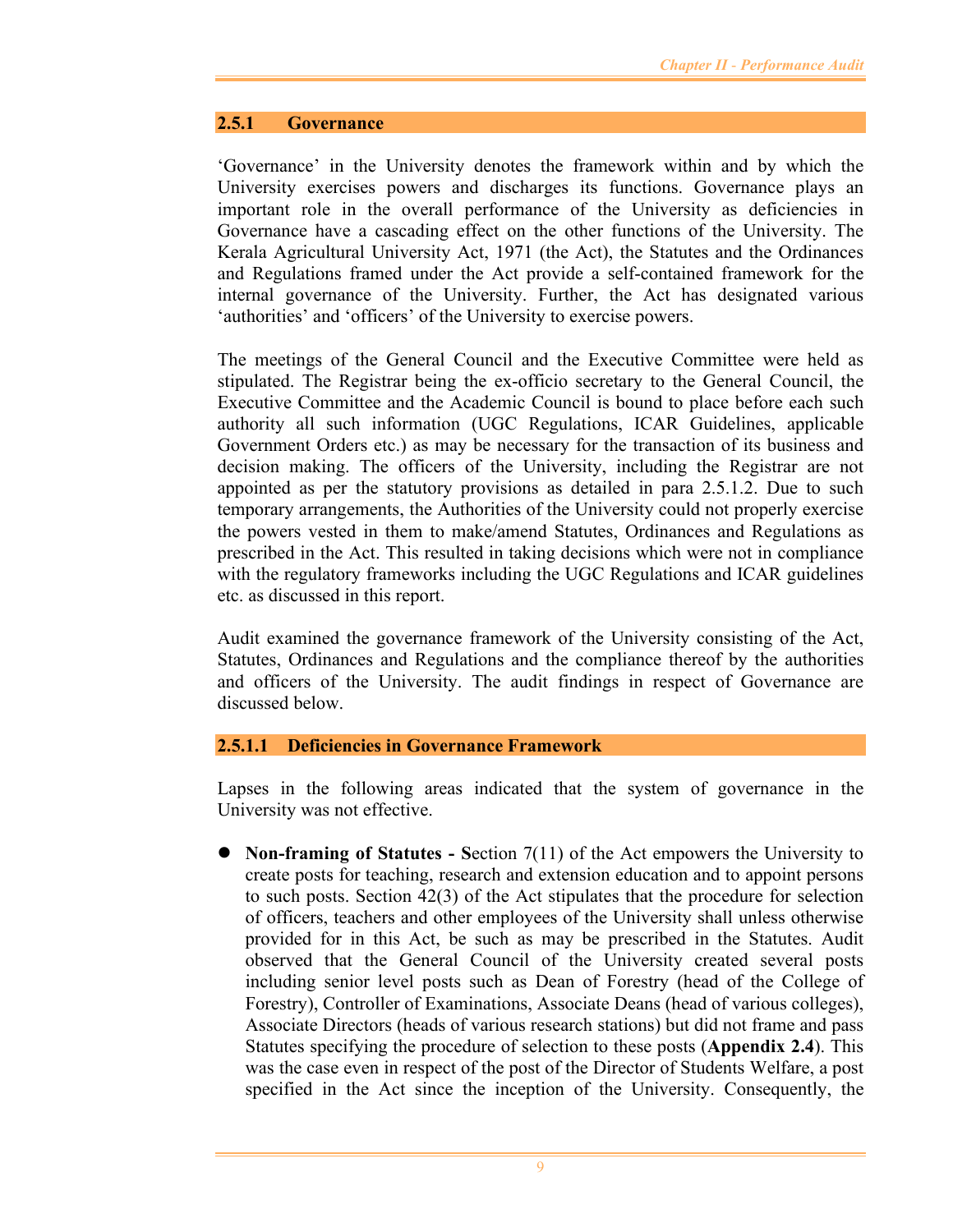### 2.5.1 Governance

'Governance' in the University denotes the framework within and by which the University exercises powers and discharges its functions. Governance plays an important role in the overall performance of the University as deficiencies in Governance have a cascading effect on the other functions of the University. The Kerala Agricultural University Act, 1971 (the Act), the Statutes and the Ordinances and Regulations framed under the Act provide a self-contained framework for the internal governance of the University. Further, the Act has designated various 'authorities' and 'officers' of the University to exercise powers.

The meetings of the General Council and the Executive Committee were held as stipulated. The Registrar being the ex-officio secretary to the General Council, the Executive Committee and the Academic Council is bound to place before each such authority all such information (UGC Regulations, ICAR Guidelines, applicable Government Orders etc.) as may be necessary for the transaction of its business and decision making. The officers of the University, including the Registrar are not appointed as per the statutory provisions as detailed in para 2.5.1.2. Due to such temporary arrangements, the Authorities of the University could not properly exercise the powers vested in them to make/amend Statutes, Ordinances and Regulations as prescribed in the Act. This resulted in taking decisions which were not in compliance with the regulatory frameworks including the UGC Regulations and ICAR guidelines etc. as discussed in this report.

Audit examined the governance framework of the University consisting of the Act, Statutes, Ordinances and Regulations and the compliance thereof by the authorities and officers of the University. The audit findings in respect of Governance are discussed below.

#### 2.5.1.1 Deficiencies in Governance Framework

Lapses in the following areas indicated that the system of governance in the University was not effective.

- **Non-framing of Statutes - S**ection 7(11) of the Act empowers the University to create posts for teaching, research and extension education and to appoint persons to such posts. Section 42(3) of the Act stipulates that the procedure for selection of officers, teachers and other employees of the University shall unless otherwise provided for in this Act, be such as may be prescribed in the Statutes. Audit observed that the General Council of the University created several posts including senior level posts such as Dean of Forestry (head of the College of Forestry), Controller of Examinations, Associate Deans (head of various colleges), Associate Directors (heads of various research stations) but did not frame and pass Statutes specifying the procedure of selection to these posts (**Appendix 2.4**). This was the case even in respect of the post of the Director of Students Welfare, a post specified in the Act since the inception of the University. Consequently, the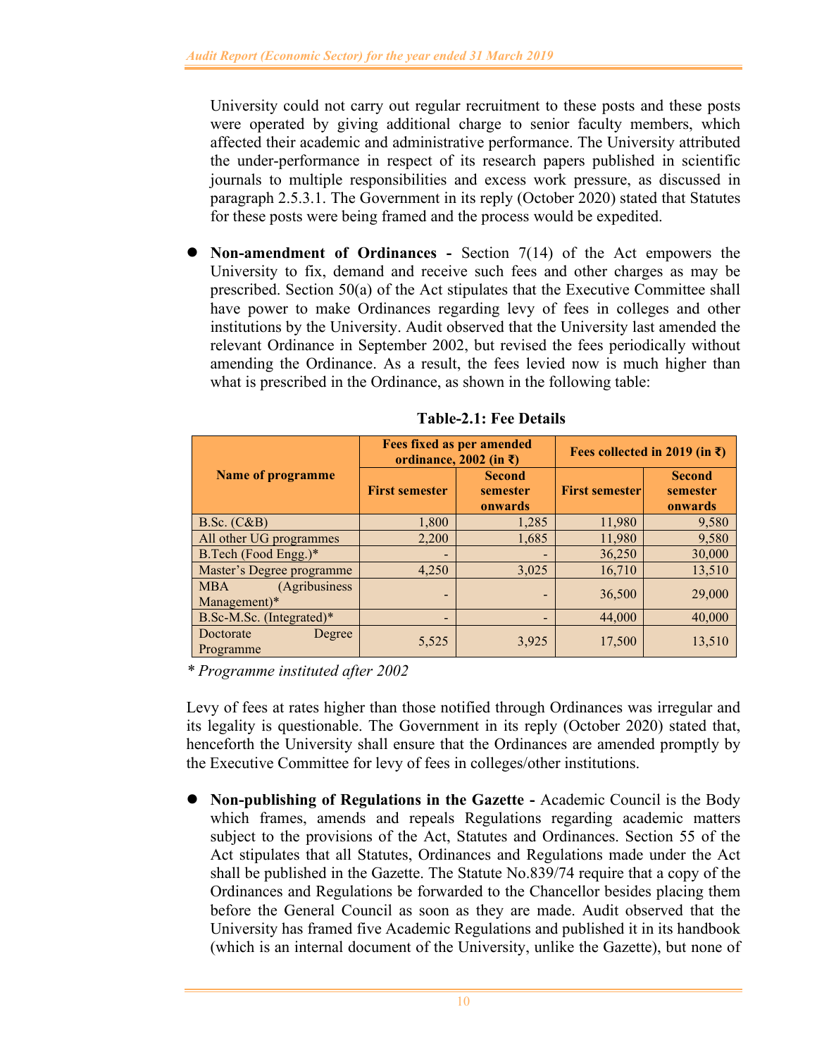University could not carry out regular recruitment to these posts and these posts were operated by giving additional charge to senior faculty members, which affected their academic and administrative performance. The University attributed the under-performance in respect of its research papers published in scientific journals to multiple responsibilities and excess work pressure, as discussed in paragraph 2.5.3.1. The Government in its reply (October 2020) stated that Statutes for these posts were being framed and the process would be expedited.

- **Non-amendment of Ordinances -** Section 7(14) of the Act empowers the University to fix, demand and receive such fees and other charges as may be prescribed. Section 50(a) of the Act stipulates that the Executive Committee shall have power to make Ordinances regarding levy of fees in colleges and other institutions by the University. Audit observed that the University last amended the relevant Ordinance in September 2002, but revised the fees periodically without amending the Ordinance. As a result, the fees levied now is much higher than what is prescribed in the Ordinance, as shown in the following table:

**Table-2.1: Fee Details**

| Name of programme | Fees fixed as per amended ordinance, 2002 (in ₹) | | Fees collected in 2019 (in ₹) | |
|---|---|---|---|---|
| | First semester | Second semester onwards | First semester | Second semester onwards |
| B.Sc. (C&B) | 1,800 | 1,285 | 11,980 | 9,580 |
| All other UG programmes | 2,200 | 1,685 | 11,980 | 9,580 |
| B.Tech (Food Engg.)* | - | - | 36,250 | 30,000 |
| Master's Degree programme | 4,250 | 3,025 | 16,710 | 13,510 |
| MBA (Agribusiness Management)* | - | - | 36,500 | 29,000 |
| B.Sc-M.Sc. (Integrated)* | - | - | 44,000 | 40,000 |
| Doctorate Degree Programme | 5,525 | 3,925 | 17,500 | 13,510 |

*\* Programme instituted after 2002*

Levy of fees at rates higher than those notified through Ordinances was irregular and its legality is questionable. The Government in its reply (October 2020) stated that, henceforth the University shall ensure that the Ordinances are amended promptly by the Executive Committee for levy of fees in colleges/other institutions.

- **Non-publishing of Regulations in the Gazette -** Academic Council is the Body which frames, amends and repeals Regulations regarding academic matters subject to the provisions of the Act, Statutes and Ordinances. Section 55 of the Act stipulates that all Statutes, Ordinances and Regulations made under the Act shall be published in the Gazette. The Statute No.839/74 require that a copy of the Ordinances and Regulations be forwarded to the Chancellor besides placing them before the General Council as soon as they are made. Audit observed that the University has framed five Academic Regulations and published it in its handbook (which is an internal document of the University, unlike the Gazette), but none of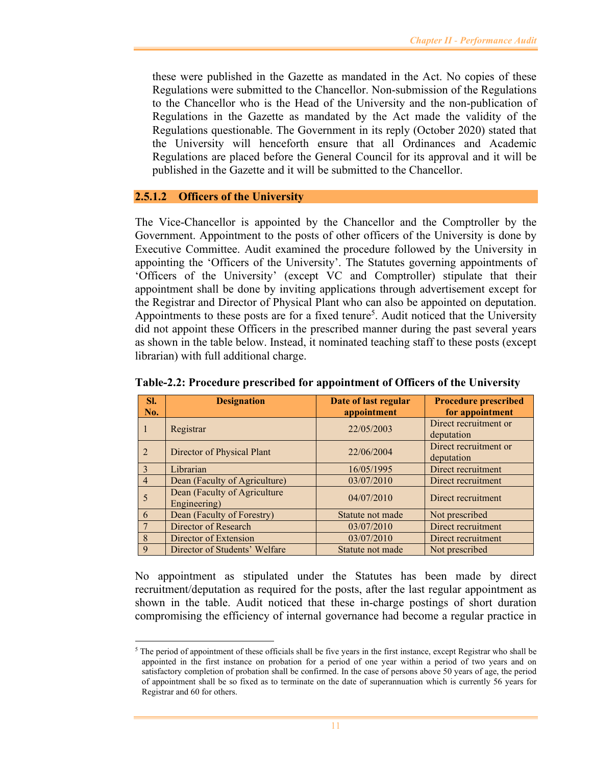these were published in the Gazette as mandated in the Act. No copies of these Regulations were submitted to the Chancellor. Non-submission of the Regulations to the Chancellor who is the Head of the University and the non-publication of Regulations in the Gazette as mandated by the Act made the validity of the Regulations questionable. The Government in its reply (October 2020) stated that the University will henceforth ensure that all Ordinances and Academic Regulations are placed before the General Council for its approval and it will be published in the Gazette and it will be submitted to the Chancellor.

#### 2.5.1.2 Officers of the University

The Vice-Chancellor is appointed by the Chancellor and the Comptroller by the Government. Appointment to the posts of other officers of the University is done by Executive Committee. Audit examined the procedure followed by the University in appointing the 'Officers of the University'. The Statutes governing appointments of 'Officers of the University' (except VC and Comptroller) stipulate that their appointment shall be done by inviting applications through advertisement except for the Registrar and Director of Physical Plant who can also be appointed on deputation. Appointments to these posts are for a fixed tenure[5]. Audit noticed that the University did not appoint these Officers in the prescribed manner during the past several years as shown in the table below. Instead, it nominated teaching staff to these posts (except librarian) with full additional charge.

**Table-2.2: Procedure prescribed for appointment of Officers of the University**

| Sl. No. | Designation | Date of last regular appointment | Procedure prescribed for appointment |
|---|---|---|---|
| 1 | Registrar | 22/05/2003 | Direct recruitment or deputation |
| 2 | Director of Physical Plant | 22/06/2004 | Direct recruitment or deputation |
| 3 | Librarian | 16/05/1995 | Direct recruitment |
| 4 | Dean (Faculty of Agriculture) | 03/07/2010 | Direct recruitment |
| 5 | Dean (Faculty of Agriculture Engineering) | 04/07/2010 | Direct recruitment |
| 6 | Dean (Faculty of Forestry) | Statute not made | Not prescribed |
| 7 | Director of Research | 03/07/2010 | Direct recruitment |
| 8 | Director of Extension | 03/07/2010 | Direct recruitment |
| 9 | Director of Students' Welfare | Statute not made | Not prescribed |

No appointment as stipulated under the Statutes has been made by direct recruitment/deputation as required for the posts, after the last regular appointment as shown in the table. Audit noticed that these in-charge postings of short duration compromising the efficiency of internal governance had become a regular practice in

---

[5] The period of appointment of these officials shall be five years in the first instance, except Registrar who shall be appointed in the first instance on probation for a period of one year within a period of two years and on satisfactory completion of probation shall be confirmed. In the case of persons above 50 years of age, the period of appointment shall be so fixed as to terminate on the date of superannuation which is currently 56 years for Registrar and 60 for others.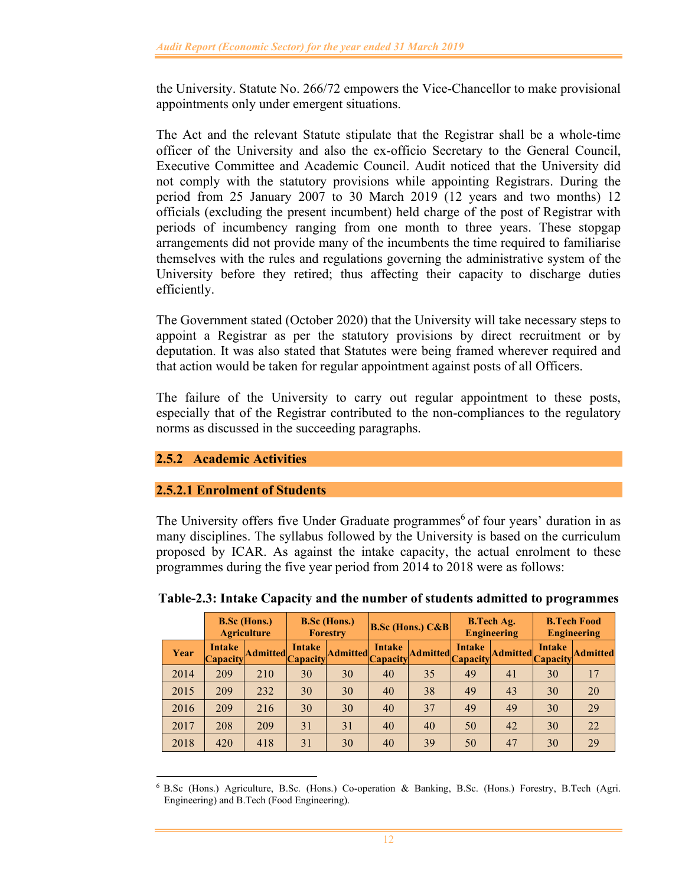the University. Statute No. 266/72 empowers the Vice-Chancellor to make provisional appointments only under emergent situations.

The Act and the relevant Statute stipulate that the Registrar shall be a whole-time officer of the University and also the ex-officio Secretary to the General Council, Executive Committee and Academic Council. Audit noticed that the University did not comply with the statutory provisions while appointing Registrars. During the period from 25 January 2007 to 30 March 2019 (12 years and two months) 12 officials (excluding the present incumbent) held charge of the post of Registrar with periods of incumbency ranging from one month to three years. These stopgap arrangements did not provide many of the incumbents the time required to familiarise themselves with the rules and regulations governing the administrative system of the University before they retired; thus affecting their capacity to discharge duties efficiently.

The Government stated (October 2020) that the University will take necessary steps to appoint a Registrar as per the statutory provisions by direct recruitment or by deputation. It was also stated that Statutes were being framed wherever required and that action would be taken for regular appointment against posts of all Officers.

The failure of the University to carry out regular appointment to these posts, especially that of the Registrar contributed to the non-compliances to the regulatory norms as discussed in the succeeding paragraphs.

### 2.5.2 Academic Activities

#### 2.5.2.1 Enrolment of Students

The University offers five Under Graduate programmes[6] of four years' duration in as many disciplines. The syllabus followed by the University is based on the curriculum proposed by ICAR. As against the intake capacity, the actual enrolment to these programmes during the five year period from 2014 to 2018 were as follows:

**Table-2.3: Intake Capacity and the number of students admitted to programmes**

| | B.Sc (Hons.) Agriculture | | B.Sc (Hons.) Forestry | | B.Sc (Hons.) C&B | | B.Tech Ag. Engineering | | B.Tech Food Engineering | |
|---|---|---|---|---|---|---|---|---|---|---|
| Year | Intake Capacity | Admitted | Intake Capacity | Admitted | Intake Capacity | Admitted | Intake Capacity | Admitted | Intake Capacity | Admitted |
| 2014 | 209 | 210 | 30 | 30 | 40 | 35 | 49 | 41 | 30 | 17 |
| 2015 | 209 | 232 | 30 | 30 | 40 | 38 | 49 | 43 | 30 | 20 |
| 2016 | 209 | 216 | 30 | 30 | 40 | 37 | 49 | 49 | 30 | 29 |
| 2017 | 208 | 209 | 31 | 31 | 40 | 40 | 50 | 42 | 30 | 22 |
| 2018 | 420 | 418 | 31 | 30 | 40 | 39 | 50 | 47 | 30 | 29 |

[6] B.Sc (Hons.) Agriculture, B.Sc. (Hons.) Co-operation & Banking, B.Sc. (Hons.) Forestry, B.Tech (Agri. Engineering) and B.Tech (Food Engineering).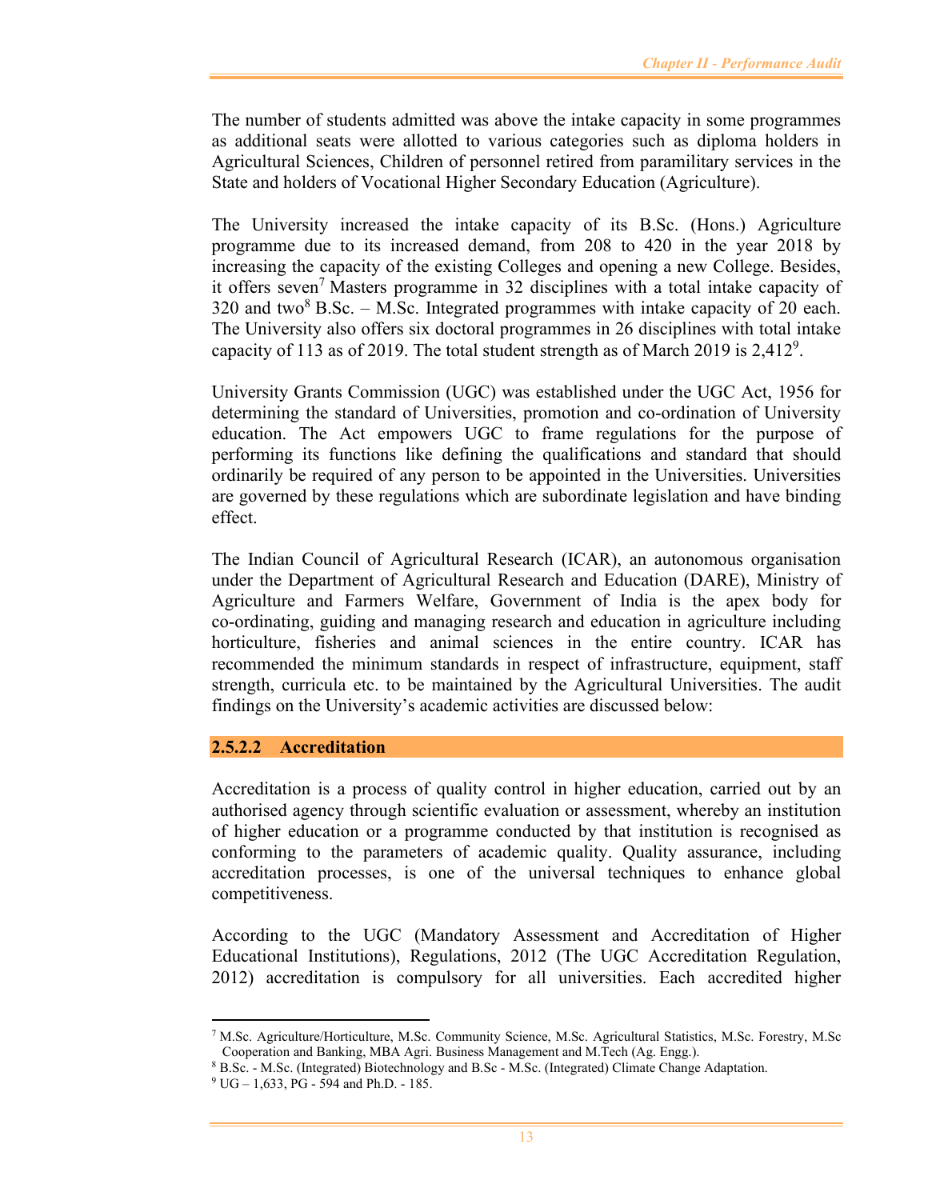The number of students admitted was above the intake capacity in some programmes as additional seats were allotted to various categories such as diploma holders in Agricultural Sciences, Children of personnel retired from paramilitary services in the State and holders of Vocational Higher Secondary Education (Agriculture).

The University increased the intake capacity of its B.Sc. (Hons.) Agriculture programme due to its increased demand, from 208 to 420 in the year 2018 by increasing the capacity of the existing Colleges and opening a new College. Besides, it offers seven[7] Masters programme in 32 disciplines with a total intake capacity of 320 and two[8] B.Sc. – M.Sc. Integrated programmes with intake capacity of 20 each. The University also offers six doctoral programmes in 26 disciplines with total intake capacity of 113 as of 2019. The total student strength as of March 2019 is 2,412[9].

University Grants Commission (UGC) was established under the UGC Act, 1956 for determining the standard of Universities, promotion and co-ordination of University education. The Act empowers UGC to frame regulations for the purpose of performing its functions like defining the qualifications and standard that should ordinarily be required of any person to be appointed in the Universities. Universities are governed by these regulations which are subordinate legislation and have binding effect.

The Indian Council of Agricultural Research (ICAR), an autonomous organisation under the Department of Agricultural Research and Education (DARE), Ministry of Agriculture and Farmers Welfare, Government of India is the apex body for co-ordinating, guiding and managing research and education in agriculture including horticulture, fisheries and animal sciences in the entire country. ICAR has recommended the minimum standards in respect of infrastructure, equipment, staff strength, curricula etc. to be maintained by the Agricultural Universities. The audit findings on the University's academic activities are discussed below:

### 2.5.2.2 Accreditation

Accreditation is a process of quality control in higher education, carried out by an authorised agency through scientific evaluation or assessment, whereby an institution of higher education or a programme conducted by that institution is recognised as conforming to the parameters of academic quality. Quality assurance, including accreditation processes, is one of the universal techniques to enhance global competitiveness.

According to the UGC (Mandatory Assessment and Accreditation of Higher Educational Institutions), Regulations, 2012 (The UGC Accreditation Regulation, 2012) accreditation is compulsory for all universities. Each accredited higher

---

[7] M.Sc. Agriculture/Horticulture, M.Sc. Community Science, M.Sc. Agricultural Statistics, M.Sc. Forestry, M.Sc Cooperation and Banking, MBA Agri. Business Management and M.Tech (Ag. Engg.).

[8] B.Sc. - M.Sc. (Integrated) Biotechnology and B.Sc - M.Sc. (Integrated) Climate Change Adaptation.

[9] UG – 1,633, PG - 594 and Ph.D. - 185.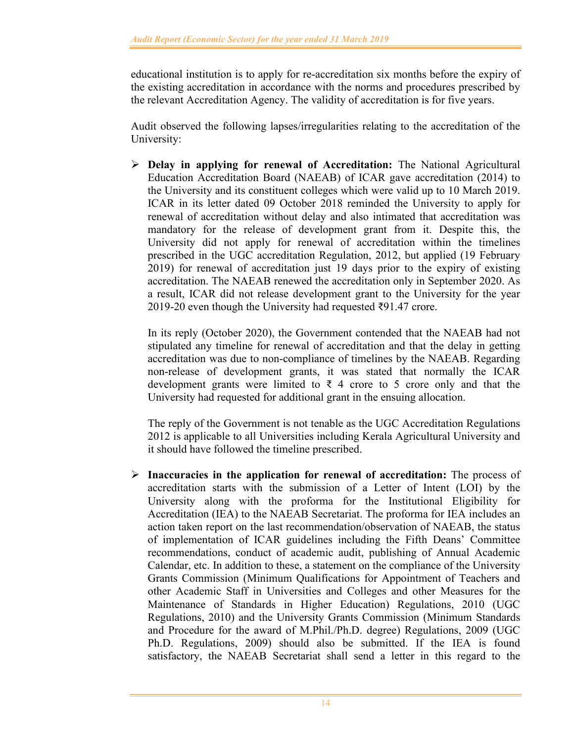educational institution is to apply for re-accreditation six months before the expiry of the existing accreditation in accordance with the norms and procedures prescribed by the relevant Accreditation Agency. The validity of accreditation is for five years.

Audit observed the following lapses/irregularities relating to the accreditation of the University:

- **Delay in applying for renewal of Accreditation:** The National Agricultural Education Accreditation Board (NAEAB) of ICAR gave accreditation (2014) to the University and its constituent colleges which were valid up to 10 March 2019. ICAR in its letter dated 09 October 2018 reminded the University to apply for renewal of accreditation without delay and also intimated that accreditation was mandatory for the release of development grant from it. Despite this, the University did not apply for renewal of accreditation within the timelines prescribed in the UGC accreditation Regulation, 2012, but applied (19 February 2019) for renewal of accreditation just 19 days prior to the expiry of existing accreditation. The NAEAB renewed the accreditation only in September 2020. As a result, ICAR did not release development grant to the University for the year 2019-20 even though the University had requested ₹91.47 crore.

  In its reply (October 2020), the Government contended that the NAEAB had not stipulated any timeline for renewal of accreditation and that the delay in getting accreditation was due to non-compliance of timelines by the NAEAB. Regarding non-release of development grants, it was stated that normally the ICAR development grants were limited to ₹ 4 crore to 5 crore only and that the University had requested for additional grant in the ensuing allocation.

  The reply of the Government is not tenable as the UGC Accreditation Regulations 2012 is applicable to all Universities including Kerala Agricultural University and it should have followed the timeline prescribed.

- **Inaccuracies in the application for renewal of accreditation:** The process of accreditation starts with the submission of a Letter of Intent (LOI) by the University along with the proforma for the Institutional Eligibility for Accreditation (IEA) to the NAEAB Secretariat. The proforma for IEA includes an action taken report on the last recommendation/observation of NAEAB, the status of implementation of ICAR guidelines including the Fifth Deans' Committee recommendations, conduct of academic audit, publishing of Annual Academic Calendar, etc. In addition to these, a statement on the compliance of the University Grants Commission (Minimum Qualifications for Appointment of Teachers and other Academic Staff in Universities and Colleges and other Measures for the Maintenance of Standards in Higher Education) Regulations, 2010 (UGC Regulations, 2010) and the University Grants Commission (Minimum Standards and Procedure for the award of M.Phil./Ph.D. degree) Regulations, 2009 (UGC Ph.D. Regulations, 2009) should also be submitted. If the IEA is found satisfactory, the NAEAB Secretariat shall send a letter in this regard to the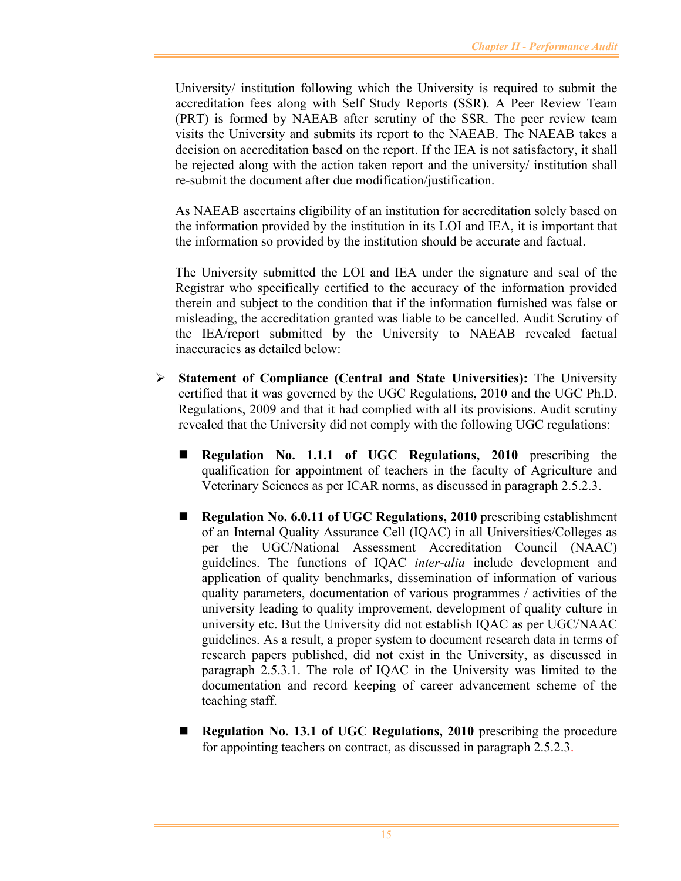University/ institution following which the University is required to submit the accreditation fees along with Self Study Reports (SSR). A Peer Review Team (PRT) is formed by NAEAB after scrutiny of the SSR. The peer review team visits the University and submits its report to the NAEAB. The NAEAB takes a decision on accreditation based on the report. If the IEA is not satisfactory, it shall be rejected along with the action taken report and the university/ institution shall re-submit the document after due modification/justification.

As NAEAB ascertains eligibility of an institution for accreditation solely based on the information provided by the institution in its LOI and IEA, it is important that the information so provided by the institution should be accurate and factual.

The University submitted the LOI and IEA under the signature and seal of the Registrar who specifically certified to the accuracy of the information provided therein and subject to the condition that if the information furnished was false or misleading, the accreditation granted was liable to be cancelled. Audit Scrutiny of the IEA/report submitted by the University to NAEAB revealed factual inaccuracies as detailed below:

- **Statement of Compliance (Central and State Universities):** The University certified that it was governed by the UGC Regulations, 2010 and the UGC Ph.D. Regulations, 2009 and that it had complied with all its provisions. Audit scrutiny revealed that the University did not comply with the following UGC regulations:

  - **Regulation No. 1.1.1 of UGC Regulations, 2010** prescribing the qualification for appointment of teachers in the faculty of Agriculture and Veterinary Sciences as per ICAR norms, as discussed in paragraph 2.5.2.3.

  - **Regulation No. 6.0.11 of UGC Regulations, 2010** prescribing establishment of an Internal Quality Assurance Cell (IQAC) in all Universities/Colleges as per the UGC/National Assessment Accreditation Council (NAAC) guidelines. The functions of IQAC *inter-alia* include development and application of quality benchmarks, dissemination of information of various quality parameters, documentation of various programmes / activities of the university leading to quality improvement, development of quality culture in university etc. But the University did not establish IQAC as per UGC/NAAC guidelines. As a result, a proper system to document research data in terms of research papers published, did not exist in the University, as discussed in paragraph 2.5.3.1. The role of IQAC in the University was limited to the documentation and record keeping of career advancement scheme of the teaching staff.

  - **Regulation No. 13.1 of UGC Regulations, 2010** prescribing the procedure for appointing teachers on contract, as discussed in paragraph 2.5.2.3.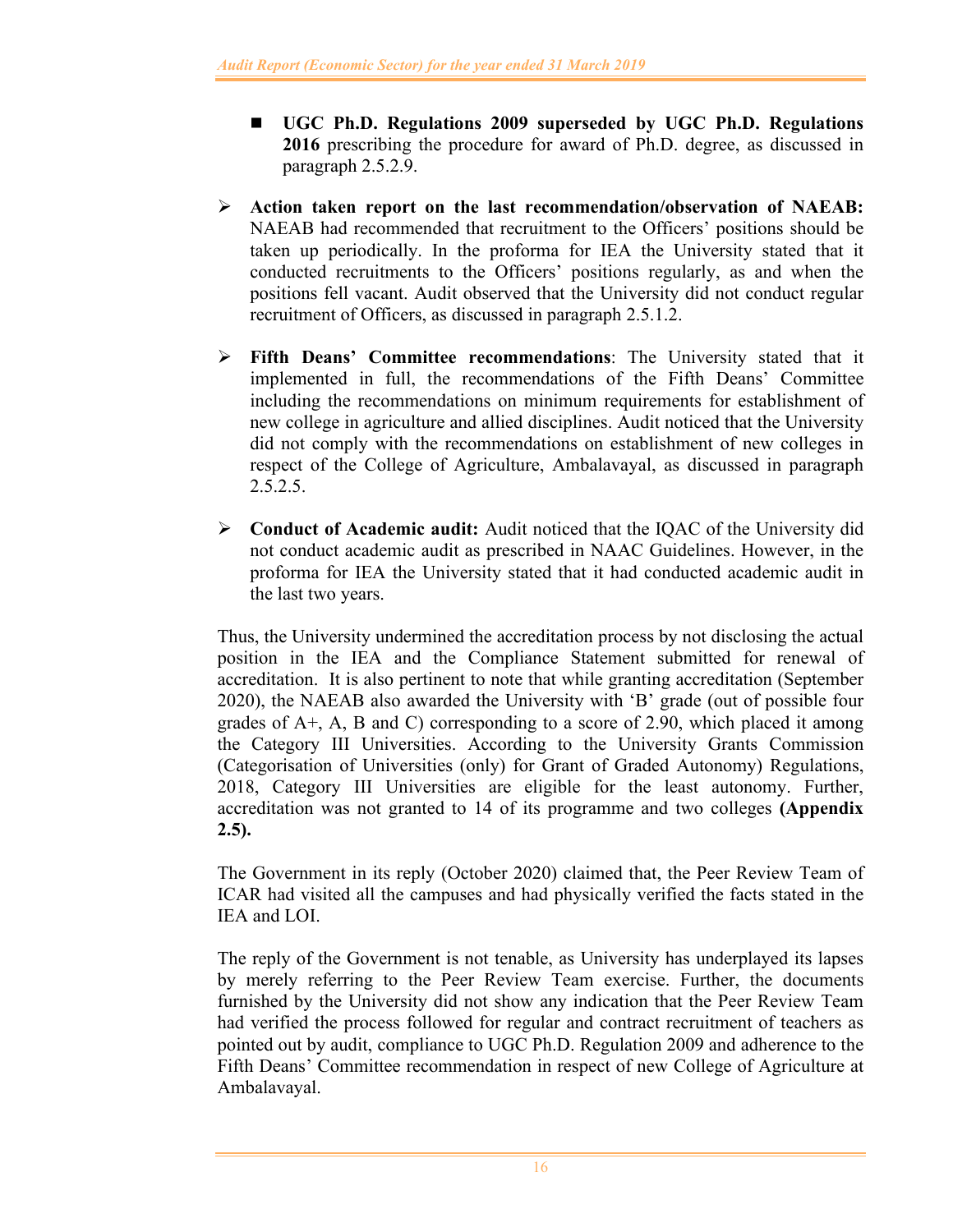- **UGC Ph.D. Regulations 2009 superseded by UGC Ph.D. Regulations 2016** prescribing the procedure for award of Ph.D. degree, as discussed in paragraph 2.5.2.9.

- **Action taken report on the last recommendation/observation of NAEAB:** NAEAB had recommended that recruitment to the Officers' positions should be taken up periodically. In the proforma for IEA the University stated that it conducted recruitments to the Officers' positions regularly, as and when the positions fell vacant. Audit observed that the University did not conduct regular recruitment of Officers, as discussed in paragraph 2.5.1.2.

- **Fifth Deans' Committee recommendations**: The University stated that it implemented in full, the recommendations of the Fifth Deans' Committee including the recommendations on minimum requirements for establishment of new college in agriculture and allied disciplines. Audit noticed that the University did not comply with the recommendations on establishment of new colleges in respect of the College of Agriculture, Ambalavayal, as discussed in paragraph 2.5.2.5.

- **Conduct of Academic audit:** Audit noticed that the IQAC of the University did not conduct academic audit as prescribed in NAAC Guidelines. However, in the proforma for IEA the University stated that it had conducted academic audit in the last two years.

Thus, the University undermined the accreditation process by not disclosing the actual position in the IEA and the Compliance Statement submitted for renewal of accreditation. It is also pertinent to note that while granting accreditation (September 2020), the NAEAB also awarded the University with 'B' grade (out of possible four grades of A+, A, B and C) corresponding to a score of 2.90, which placed it among the Category III Universities. According to the University Grants Commission (Categorisation of Universities (only) for Grant of Graded Autonomy) Regulations, 2018, Category III Universities are eligible for the least autonomy. Further, accreditation was not granted to 14 of its programme and two colleges **(Appendix 2.5).**

The Government in its reply (October 2020) claimed that, the Peer Review Team of ICAR had visited all the campuses and had physically verified the facts stated in the IEA and LOI.

The reply of the Government is not tenable, as University has underplayed its lapses by merely referring to the Peer Review Team exercise. Further, the documents furnished by the University did not show any indication that the Peer Review Team had verified the process followed for regular and contract recruitment of teachers as pointed out by audit, compliance to UGC Ph.D. Regulation 2009 and adherence to the Fifth Deans' Committee recommendation in respect of new College of Agriculture at Ambalavayal.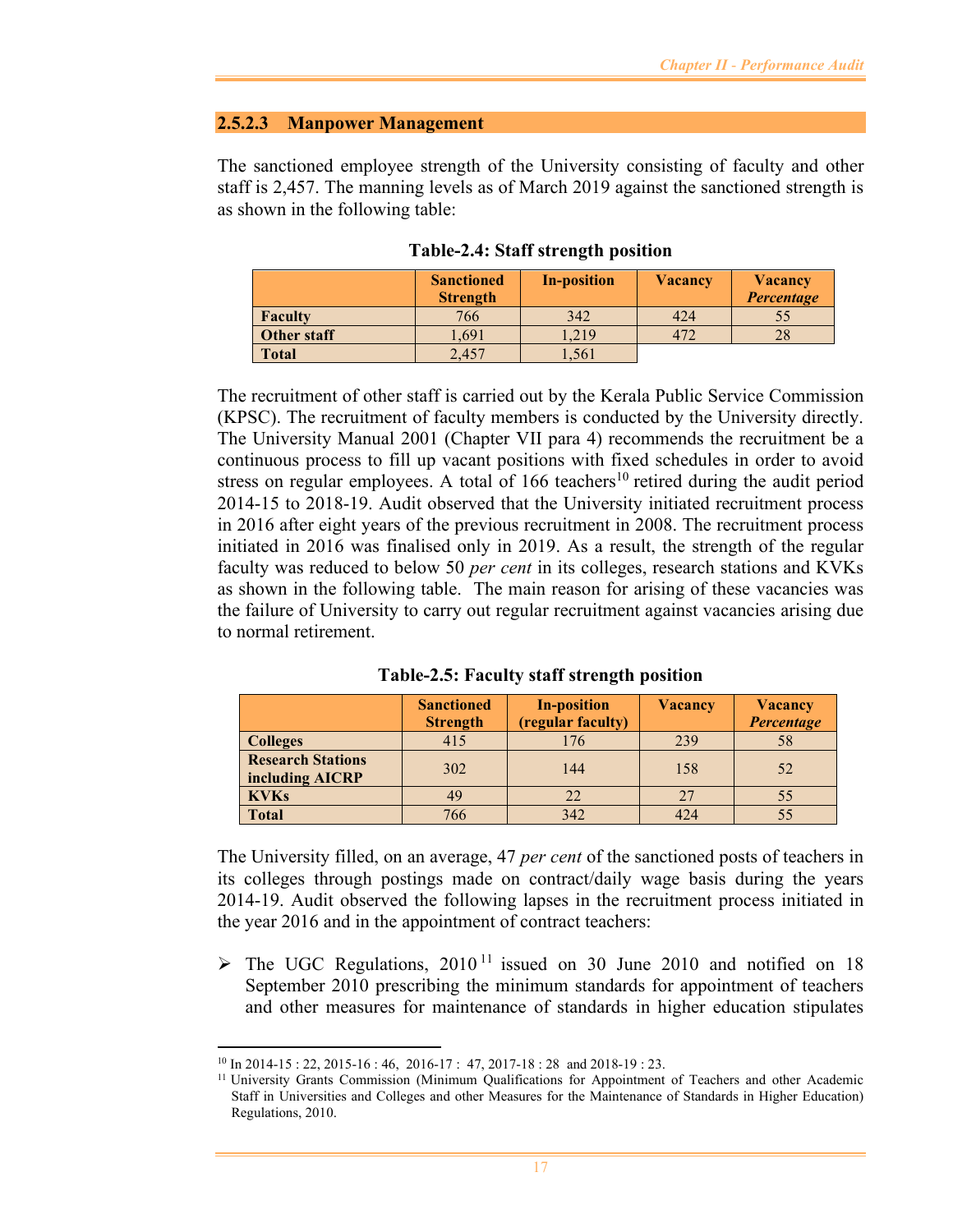### 2.5.2.3 Manpower Management

The sanctioned employee strength of the University consisting of faculty and other staff is 2,457. The manning levels as of March 2019 against the sanctioned strength is as shown in the following table:

**Table-2.4: Staff strength position**

| | Sanctioned Strength | In-position | Vacancy | Vacancy *Percentage* |
|---|---|---|---|---|
| **Faculty** | 766 | 342 | 424 | 55 |
| **Other staff** | 1,691 | 1,219 | 472 | 28 |
| **Total** | 2,457 | 1,561 | | |

The recruitment of other staff is carried out by the Kerala Public Service Commission (KPSC). The recruitment of faculty members is conducted by the University directly. The University Manual 2001 (Chapter VII para 4) recommends the recruitment be a continuous process to fill up vacant positions with fixed schedules in order to avoid stress on regular employees. A total of 166 teachers[10] retired during the audit period 2014-15 to 2018-19. Audit observed that the University initiated recruitment process in 2016 after eight years of the previous recruitment in 2008. The recruitment process initiated in 2016 was finalised only in 2019. As a result, the strength of the regular faculty was reduced to below 50 *per cent* in its colleges, research stations and KVKs as shown in the following table. The main reason for arising of these vacancies was the failure of University to carry out regular recruitment against vacancies arising due to normal retirement.

**Table-2.5: Faculty staff strength position**

| | Sanctioned Strength | In-position (regular faculty) | Vacancy | Vacancy *Percentage* |
|---|---|---|---|---|
| **Colleges** | 415 | 176 | 239 | 58 |
| **Research Stations including AICRP** | 302 | 144 | 158 | 52 |
| **KVKs** | 49 | 22 | 27 | 55 |
| **Total** | 766 | 342 | 424 | 55 |

The University filled, on an average, 47 *per cent* of the sanctioned posts of teachers in its colleges through postings made on contract/daily wage basis during the years 2014-19. Audit observed the following lapses in the recruitment process initiated in the year 2016 and in the appointment of contract teachers:

- The UGC Regulations, 2010[11] issued on 30 June 2010 and notified on 18 September 2010 prescribing the minimum standards for appointment of teachers and other measures for maintenance of standards in higher education stipulates

---

[10] In 2014-15 : 22, 2015-16 : 46, 2016-17 : 47, 2017-18 : 28 and 2018-19 : 23.

[11] University Grants Commission (Minimum Qualifications for Appointment of Teachers and other Academic Staff in Universities and Colleges and other Measures for the Maintenance of Standards in Higher Education) Regulations, 2010.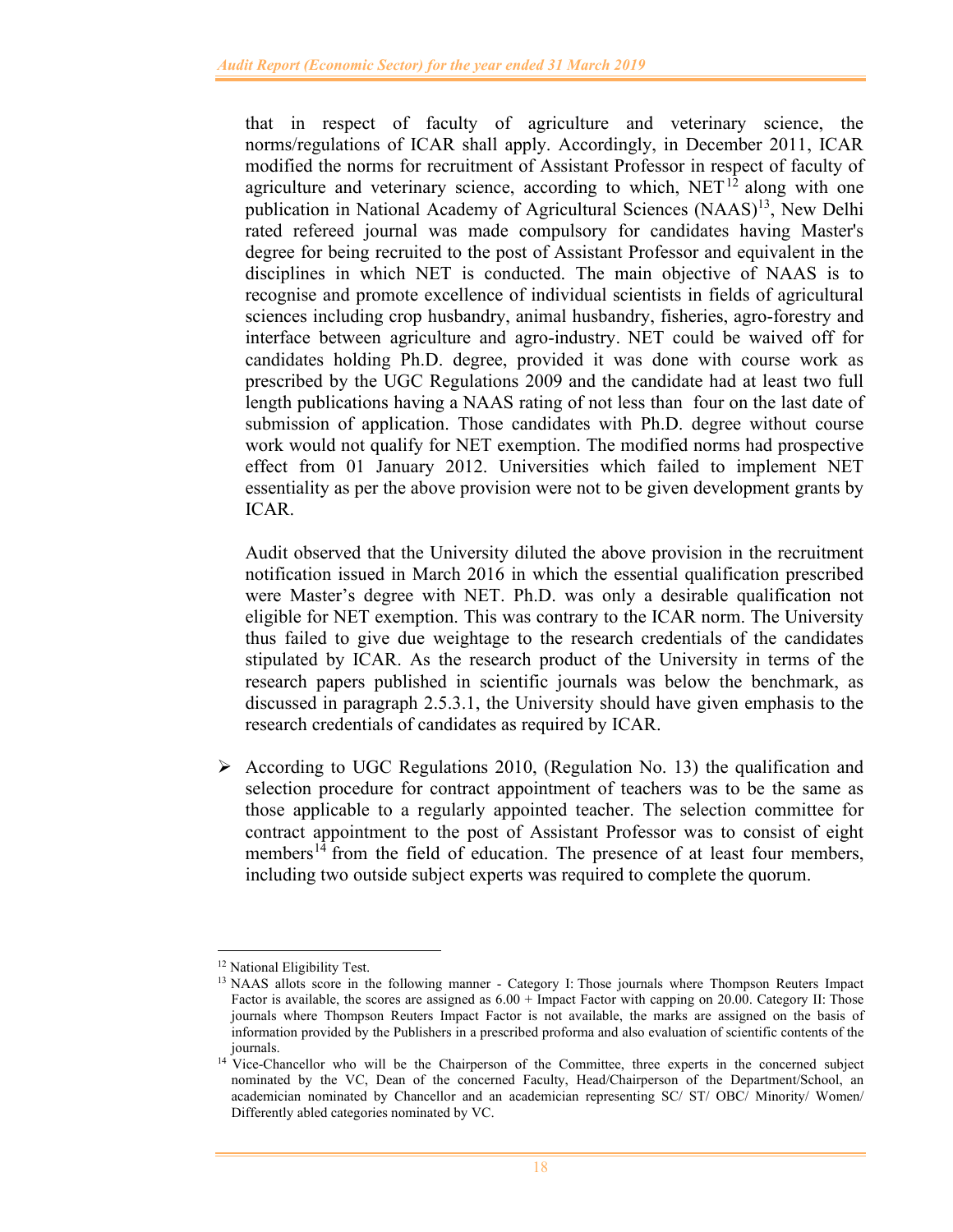that in respect of faculty of agriculture and veterinary science, the norms/regulations of ICAR shall apply. Accordingly, in December 2011, ICAR modified the norms for recruitment of Assistant Professor in respect of faculty of agriculture and veterinary science, according to which, NET[12] along with one publication in National Academy of Agricultural Sciences (NAAS)[13], New Delhi rated refereed journal was made compulsory for candidates having Master's degree for being recruited to the post of Assistant Professor and equivalent in the disciplines in which NET is conducted. The main objective of NAAS is to recognise and promote excellence of individual scientists in fields of agricultural sciences including crop husbandry, animal husbandry, fisheries, agro-forestry and interface between agriculture and agro-industry. NET could be waived off for candidates holding Ph.D. degree, provided it was done with course work as prescribed by the UGC Regulations 2009 and the candidate had at least two full length publications having a NAAS rating of not less than four on the last date of submission of application. Those candidates with Ph.D. degree without course work would not qualify for NET exemption. The modified norms had prospective effect from 01 January 2012. Universities which failed to implement NET essentiality as per the above provision were not to be given development grants by ICAR.

Audit observed that the University diluted the above provision in the recruitment notification issued in March 2016 in which the essential qualification prescribed were Master's degree with NET. Ph.D. was only a desirable qualification not eligible for NET exemption. This was contrary to the ICAR norm. The University thus failed to give due weightage to the research credentials of the candidates stipulated by ICAR. As the research product of the University in terms of the research papers published in scientific journals was below the benchmark, as discussed in paragraph 2.5.3.1, the University should have given emphasis to the research credentials of candidates as required by ICAR.

- According to UGC Regulations 2010, (Regulation No. 13) the qualification and selection procedure for contract appointment of teachers was to be the same as those applicable to a regularly appointed teacher. The selection committee for contract appointment to the post of Assistant Professor was to consist of eight members[14] from the field of education. The presence of at least four members, including two outside subject experts was required to complete the quorum.

---

[12] National Eligibility Test.

[13] NAAS allots score in the following manner - Category I: Those journals where Thompson Reuters Impact Factor is available, the scores are assigned as 6.00 + Impact Factor with capping on 20.00. Category II: Those journals where Thompson Reuters Impact Factor is not available, the marks are assigned on the basis of information provided by the Publishers in a prescribed proforma and also evaluation of scientific contents of the journals.

[14] Vice-Chancellor who will be the Chairperson of the Committee, three experts in the concerned subject nominated by the VC, Dean of the concerned Faculty, Head/Chairperson of the Department/School, an academician nominated by Chancellor and an academician representing SC/ ST/ OBC/ Minority/ Women/ Differently abled categories nominated by VC.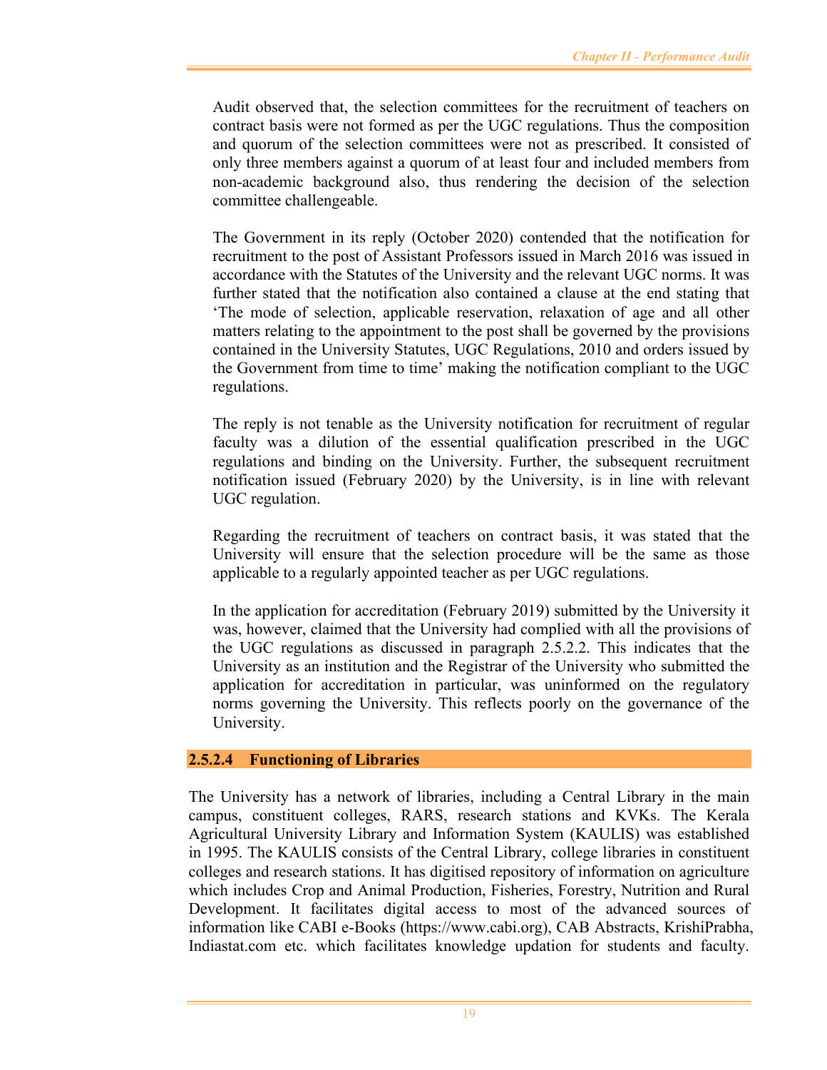Audit observed that, the selection committees for the recruitment of teachers on contract basis were not formed as per the UGC regulations. Thus the composition and quorum of the selection committees were not as prescribed. It consisted of only three members against a quorum of at least four and included members from non-academic background also, thus rendering the decision of the selection committee challengeable.

The Government in its reply (October 2020) contended that the notification for recruitment to the post of Assistant Professors issued in March 2016 was issued in accordance with the Statutes of the University and the relevant UGC norms. It was further stated that the notification also contained a clause at the end stating that 'The mode of selection, applicable reservation, relaxation of age and all other matters relating to the appointment to the post shall be governed by the provisions contained in the University Statutes, UGC Regulations, 2010 and orders issued by the Government from time to time' making the notification compliant to the UGC regulations.

The reply is not tenable as the University notification for recruitment of regular faculty was a dilution of the essential qualification prescribed in the UGC regulations and binding on the University. Further, the subsequent recruitment notification issued (February 2020) by the University, is in line with relevant UGC regulation.

Regarding the recruitment of teachers on contract basis, it was stated that the University will ensure that the selection procedure will be the same as those applicable to a regularly appointed teacher as per UGC regulations.

In the application for accreditation (February 2019) submitted by the University it was, however, claimed that the University had complied with all the provisions of the UGC regulations as discussed in paragraph 2.5.2.2. This indicates that the University as an institution and the Registrar of the University who submitted the application for accreditation in particular, was uninformed on the regulatory norms governing the University. This reflects poorly on the governance of the University.

#### 2.5.2.4 Functioning of Libraries

The University has a network of libraries, including a Central Library in the main campus, constituent colleges, RARS, research stations and KVKs. The Kerala Agricultural University Library and Information System (KAULIS) was established in 1995. The KAULIS consists of the Central Library, college libraries in constituent colleges and research stations. It has digitised repository of information on agriculture which includes Crop and Animal Production, Fisheries, Forestry, Nutrition and Rural Development. It facilitates digital access to most of the advanced sources of information like CABI e-Books (https://www.cabi.org), CAB Abstracts, KrishiPrabha, Indiastat.com etc. which facilitates knowledge updation for students and faculty.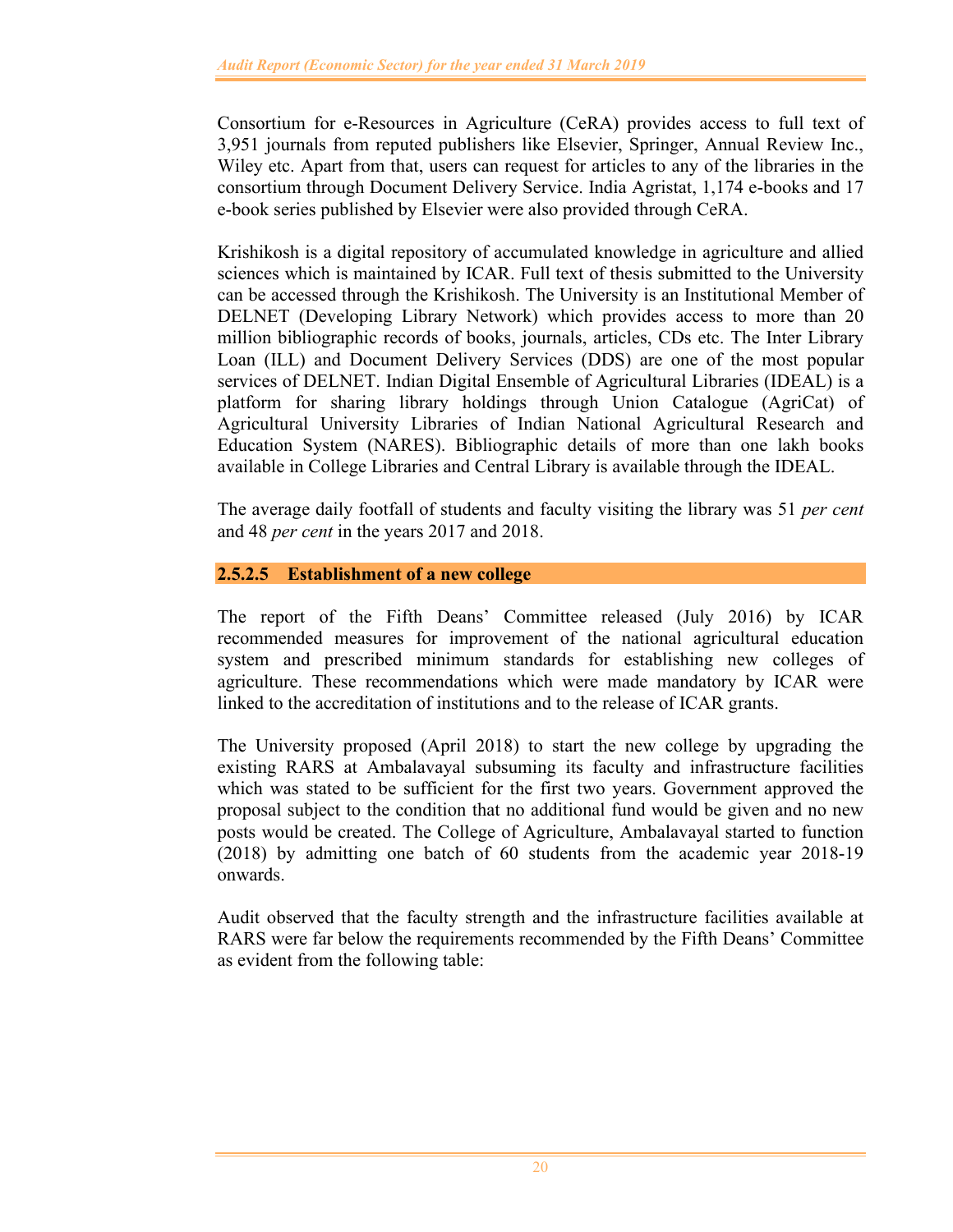Consortium for e-Resources in Agriculture (CeRA) provides access to full text of 3,951 journals from reputed publishers like Elsevier, Springer, Annual Review Inc., Wiley etc. Apart from that, users can request for articles to any of the libraries in the consortium through Document Delivery Service. India Agristat, 1,174 e-books and 17 e-book series published by Elsevier were also provided through CeRA.

Krishikosh is a digital repository of accumulated knowledge in agriculture and allied sciences which is maintained by ICAR. Full text of thesis submitted to the University can be accessed through the Krishikosh. The University is an Institutional Member of DELNET (Developing Library Network) which provides access to more than 20 million bibliographic records of books, journals, articles, CDs etc. The Inter Library Loan (ILL) and Document Delivery Services (DDS) are one of the most popular services of DELNET. Indian Digital Ensemble of Agricultural Libraries (IDEAL) is a platform for sharing library holdings through Union Catalogue (AgriCat) of Agricultural University Libraries of Indian National Agricultural Research and Education System (NARES). Bibliographic details of more than one lakh books available in College Libraries and Central Library is available through the IDEAL.

The average daily footfall of students and faculty visiting the library was 51 *per cent* and 48 *per cent* in the years 2017 and 2018.

#### 2.5.2.5 Establishment of a new college

The report of the Fifth Deans' Committee released (July 2016) by ICAR recommended measures for improvement of the national agricultural education system and prescribed minimum standards for establishing new colleges of agriculture. These recommendations which were made mandatory by ICAR were linked to the accreditation of institutions and to the release of ICAR grants.

The University proposed (April 2018) to start the new college by upgrading the existing RARS at Ambalavayal subsuming its faculty and infrastructure facilities which was stated to be sufficient for the first two years. Government approved the proposal subject to the condition that no additional fund would be given and no new posts would be created. The College of Agriculture, Ambalavayal started to function (2018) by admitting one batch of 60 students from the academic year 2018-19 onwards.

Audit observed that the faculty strength and the infrastructure facilities available at RARS were far below the requirements recommended by the Fifth Deans' Committee as evident from the following table: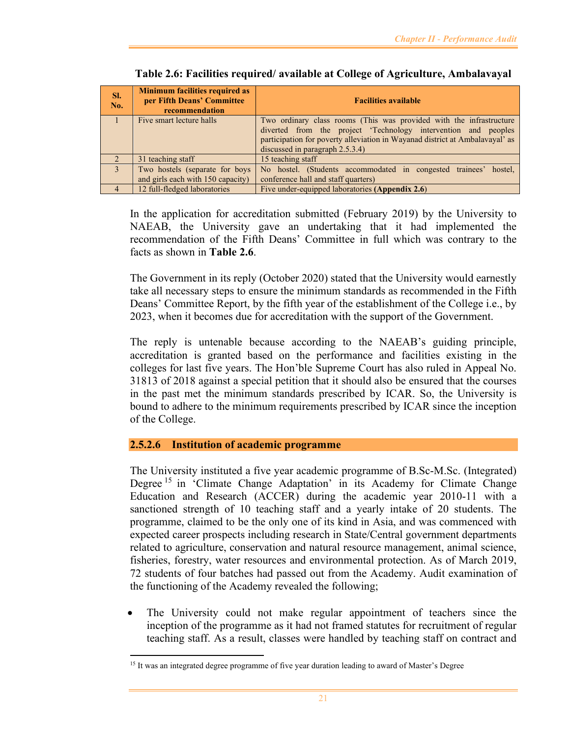**Table 2.6: Facilities required/ available at College of Agriculture, Ambalavayal**

| Sl. No. | Minimum facilities required as per Fifth Deans' Committee recommendation | Facilities available |
|---|---|---|
| 1 | Five smart lecture halls | Two ordinary class rooms (This was provided with the infrastructure diverted from the project 'Technology intervention and peoples participation for poverty alleviation in Wayanad district at Ambalavayal' as discussed in paragraph 2.5.3.4) |
| 2 | 31 teaching staff | 15 teaching staff |
| 3 | Two hostels (separate for boys and girls each with 150 capacity) | No hostel. (Students accommodated in congested trainees' hostel, conference hall and staff quarters) |
| 4 | 12 full-fledged laboratories | Five under-equipped laboratories **(Appendix 2.6)** |

In the application for accreditation submitted (February 2019) by the University to NAEAB, the University gave an undertaking that it had implemented the recommendation of the Fifth Deans' Committee in full which was contrary to the facts as shown in **Table 2.6**.

The Government in its reply (October 2020) stated that the University would earnestly take all necessary steps to ensure the minimum standards as recommended in the Fifth Deans' Committee Report, by the fifth year of the establishment of the College i.e., by 2023, when it becomes due for accreditation with the support of the Government.

The reply is untenable because according to the NAEAB's guiding principle, accreditation is granted based on the performance and facilities existing in the colleges for last five years. The Hon'ble Supreme Court has also ruled in Appeal No. 31813 of 2018 against a special petition that it should also be ensured that the courses in the past met the minimum standards prescribed by ICAR. So, the University is bound to adhere to the minimum requirements prescribed by ICAR since the inception of the College.

### 2.5.2.6 Institution of academic programme

The University instituted a five year academic programme of B.Sc-M.Sc. (Integrated) Degree [15] in 'Climate Change Adaptation' in its Academy for Climate Change Education and Research (ACCER) during the academic year 2010-11 with a sanctioned strength of 10 teaching staff and a yearly intake of 20 students. The programme, claimed to be the only one of its kind in Asia, and was commenced with expected career prospects including research in State/Central government departments related to agriculture, conservation and natural resource management, animal science, fisheries, forestry, water resources and environmental protection. As of March 2019, 72 students of four batches had passed out from the Academy. Audit examination of the functioning of the Academy revealed the following;

- The University could not make regular appointment of teachers since the inception of the programme as it had not framed statutes for recruitment of regular teaching staff. As a result, classes were handled by teaching staff on contract and

[15] It was an integrated degree programme of five year duration leading to award of Master's Degree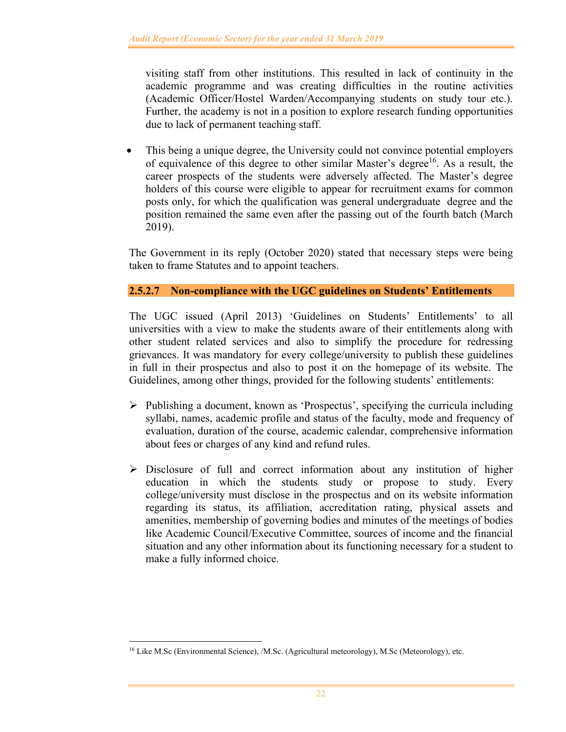visiting staff from other institutions. This resulted in lack of continuity in the academic programme and was creating difficulties in the routine activities (Academic Officer/Hostel Warden/Accompanying students on study tour etc.). Further, the academy is not in a position to explore research funding opportunities due to lack of permanent teaching staff.

- This being a unique degree, the University could not convince potential employers of equivalence of this degree to other similar Master's degree[16]. As a result, the career prospects of the students were adversely affected. The Master's degree holders of this course were eligible to appear for recruitment exams for common posts only, for which the qualification was general undergraduate degree and the position remained the same even after the passing out of the fourth batch (March 2019).

The Government in its reply (October 2020) stated that necessary steps were being taken to frame Statutes and to appoint teachers.

#### 2.5.2.7 Non-compliance with the UGC guidelines on Students' Entitlements

The UGC issued (April 2013) 'Guidelines on Students' Entitlements' to all universities with a view to make the students aware of their entitlements along with other student related services and also to simplify the procedure for redressing grievances. It was mandatory for every college/university to publish these guidelines in full in their prospectus and also to post it on the homepage of its website. The Guidelines, among other things, provided for the following students' entitlements:

- Publishing a document, known as 'Prospectus', specifying the curricula including syllabi, names, academic profile and status of the faculty, mode and frequency of evaluation, duration of the course, academic calendar, comprehensive information about fees or charges of any kind and refund rules.

- Disclosure of full and correct information about any institution of higher education in which the students study or propose to study. Every college/university must disclose in the prospectus and on its website information regarding its status, its affiliation, accreditation rating, physical assets and amenities, membership of governing bodies and minutes of the meetings of bodies like Academic Council/Executive Committee, sources of income and the financial situation and any other information about its functioning necessary for a student to make a fully informed choice.

---

[16] Like M.Sc (Environmental Science), /M.Sc. (Agricultural meteorology), M.Sc (Meteorology), etc.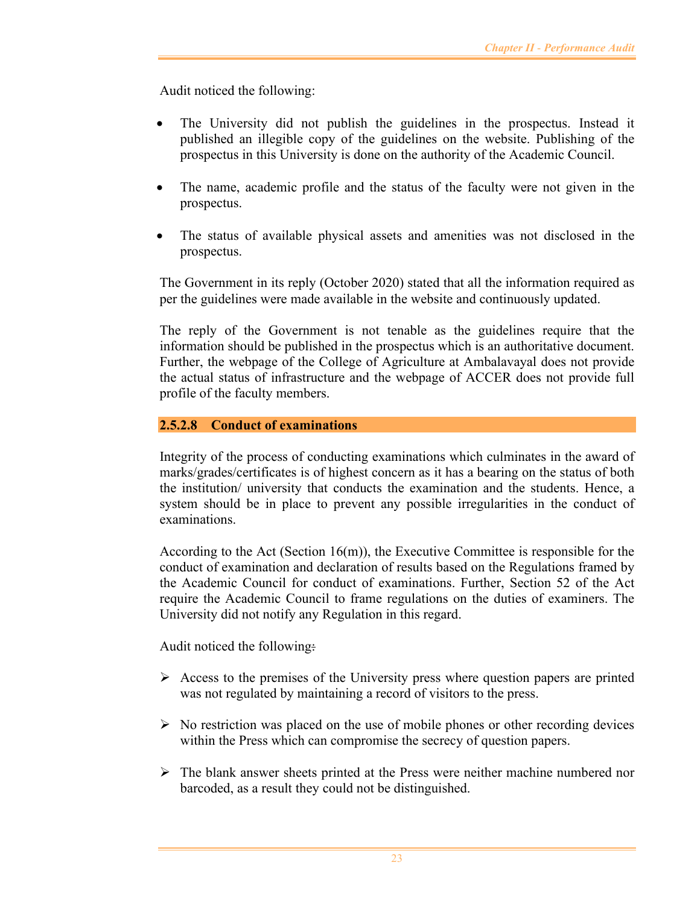Audit noticed the following:

- The University did not publish the guidelines in the prospectus. Instead it published an illegible copy of the guidelines on the website. Publishing of the prospectus in this University is done on the authority of the Academic Council.

- The name, academic profile and the status of the faculty were not given in the prospectus.

- The status of available physical assets and amenities was not disclosed in the prospectus.

The Government in its reply (October 2020) stated that all the information required as per the guidelines were made available in the website and continuously updated.

The reply of the Government is not tenable as the guidelines require that the information should be published in the prospectus which is an authoritative document. Further, the webpage of the College of Agriculture at Ambalavayal does not provide the actual status of infrastructure and the webpage of ACCER does not provide full profile of the faculty members.

#### 2.5.2.8 Conduct of examinations

Integrity of the process of conducting examinations which culminates in the award of marks/grades/certificates is of highest concern as it has a bearing on the status of both the institution/ university that conducts the examination and the students. Hence, a system should be in place to prevent any possible irregularities in the conduct of examinations.

According to the Act (Section 16(m)), the Executive Committee is responsible for the conduct of examination and declaration of results based on the Regulations framed by the Academic Council for conduct of examinations. Further, Section 52 of the Act require the Academic Council to frame regulations on the duties of examiners. The University did not notify any Regulation in this regard.

Audit noticed the following:

- Access to the premises of the University press where question papers are printed was not regulated by maintaining a record of visitors to the press.

- No restriction was placed on the use of mobile phones or other recording devices within the Press which can compromise the secrecy of question papers.

- The blank answer sheets printed at the Press were neither machine numbered nor barcoded, as a result they could not be distinguished.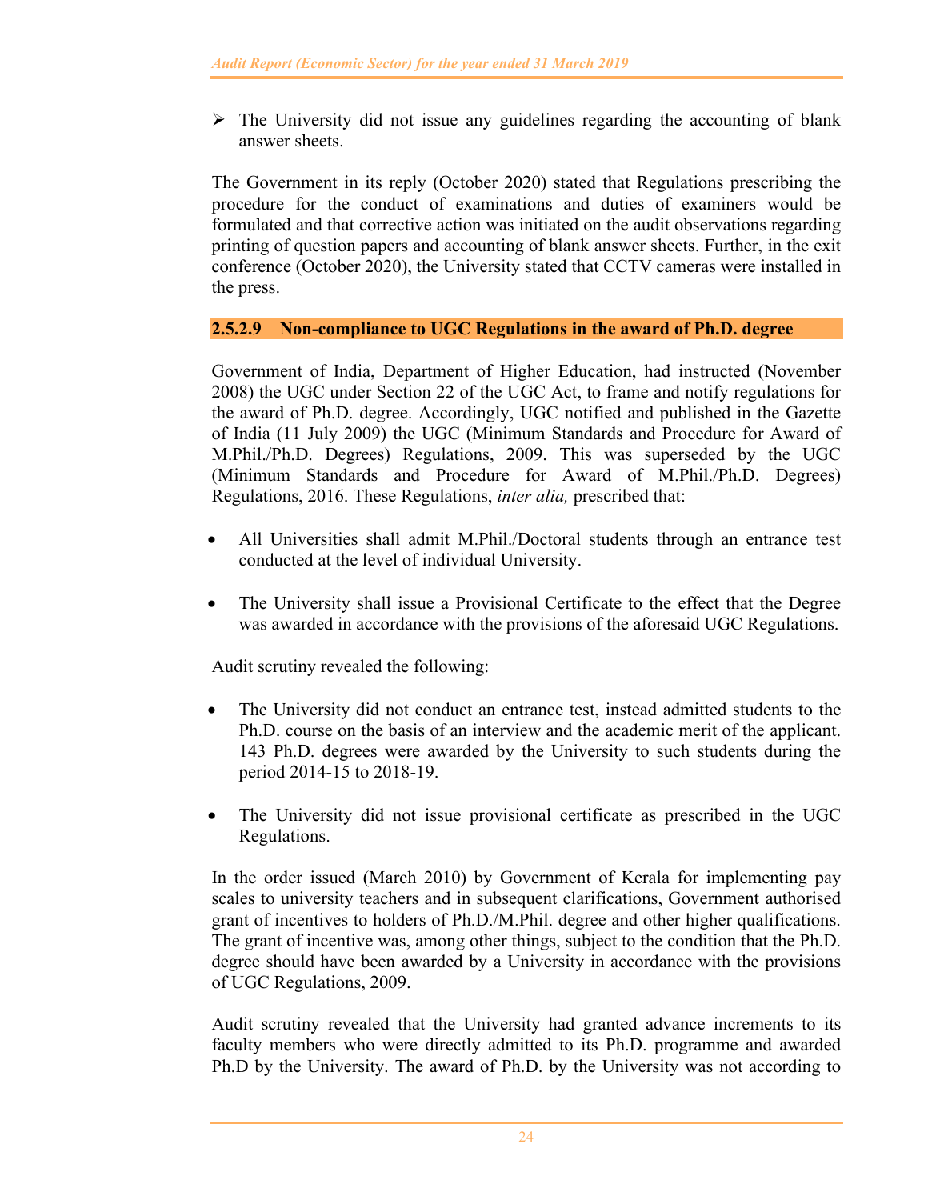- The University did not issue any guidelines regarding the accounting of blank answer sheets.

The Government in its reply (October 2020) stated that Regulations prescribing the procedure for the conduct of examinations and duties of examiners would be formulated and that corrective action was initiated on the audit observations regarding printing of question papers and accounting of blank answer sheets. Further, in the exit conference (October 2020), the University stated that CCTV cameras were installed in the press.

#### 2.5.2.9 Non-compliance to UGC Regulations in the award of Ph.D. degree

Government of India, Department of Higher Education, had instructed (November 2008) the UGC under Section 22 of the UGC Act, to frame and notify regulations for the award of Ph.D. degree. Accordingly, UGC notified and published in the Gazette of India (11 July 2009) the UGC (Minimum Standards and Procedure for Award of M.Phil./Ph.D. Degrees) Regulations, 2009. This was superseded by the UGC (Minimum Standards and Procedure for Award of M.Phil./Ph.D. Degrees) Regulations, 2016. These Regulations, *inter alia,* prescribed that:

- All Universities shall admit M.Phil./Doctoral students through an entrance test conducted at the level of individual University.
- The University shall issue a Provisional Certificate to the effect that the Degree was awarded in accordance with the provisions of the aforesaid UGC Regulations.

Audit scrutiny revealed the following:

- The University did not conduct an entrance test, instead admitted students to the Ph.D. course on the basis of an interview and the academic merit of the applicant. 143 Ph.D. degrees were awarded by the University to such students during the period 2014-15 to 2018-19.
- The University did not issue provisional certificate as prescribed in the UGC Regulations.

In the order issued (March 2010) by Government of Kerala for implementing pay scales to university teachers and in subsequent clarifications, Government authorised grant of incentives to holders of Ph.D./M.Phil. degree and other higher qualifications. The grant of incentive was, among other things, subject to the condition that the Ph.D. degree should have been awarded by a University in accordance with the provisions of UGC Regulations, 2009.

Audit scrutiny revealed that the University had granted advance increments to its faculty members who were directly admitted to its Ph.D. programme and awarded Ph.D by the University. The award of Ph.D. by the University was not according to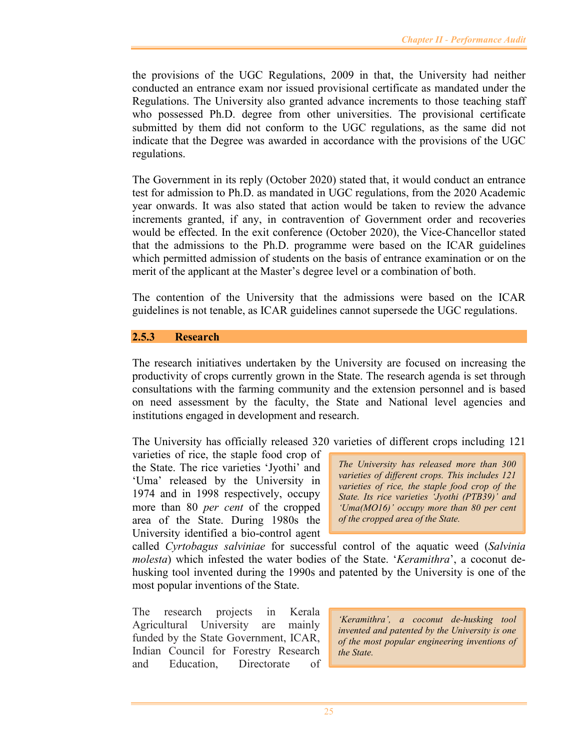the provisions of the UGC Regulations, 2009 in that, the University had neither conducted an entrance exam nor issued provisional certificate as mandated under the Regulations. The University also granted advance increments to those teaching staff who possessed Ph.D. degree from other universities. The provisional certificate submitted by them did not conform to the UGC regulations, as the same did not indicate that the Degree was awarded in accordance with the provisions of the UGC regulations.

The Government in its reply (October 2020) stated that, it would conduct an entrance test for admission to Ph.D. as mandated in UGC regulations, from the 2020 Academic year onwards. It was also stated that action would be taken to review the advance increments granted, if any, in contravention of Government order and recoveries would be effected. In the exit conference (October 2020), the Vice-Chancellor stated that the admissions to the Ph.D. programme were based on the ICAR guidelines which permitted admission of students on the basis of entrance examination or on the merit of the applicant at the Master's degree level or a combination of both.

The contention of the University that the admissions were based on the ICAR guidelines is not tenable, as ICAR guidelines cannot supersede the UGC regulations.

### 2.5.3 Research

The research initiatives undertaken by the University are focused on increasing the productivity of crops currently grown in the State. The research agenda is set through consultations with the farming community and the extension personnel and is based on need assessment by the faculty, the State and National level agencies and institutions engaged in development and research.

The University has officially released 320 varieties of different crops including 121 varieties of rice, the staple food crop of the State. The rice varieties 'Jyothi' and 'Uma' released by the University in 1974 and in 1998 respectively, occupy more than 80 *per cent* of the cropped area of the State. During 1980s the University identified a bio-control agent called *Cyrtobagus salviniae* for successful control of the aquatic weed (*Salvinia molesta*) which infested the water bodies of the State. '*Keramithra*', a coconut de-husking tool invented during the 1990s and patented by the University is one of the most popular inventions of the State.

> *The University has released more than 300 varieties of different crops. This includes 121 varieties of rice, the staple food crop of the State. Its rice varieties 'Jyothi (PTB39)' and 'Uma(MO16)' occupy more than 80 per cent of the cropped area of the State.*

The research projects in Kerala Agricultural University are mainly funded by the State Government, ICAR, Indian Council for Forestry Research and Education, Directorate of

> *'Keramithra', a coconut de-husking tool invented and patented by the University is one of the most popular engineering inventions of the State.*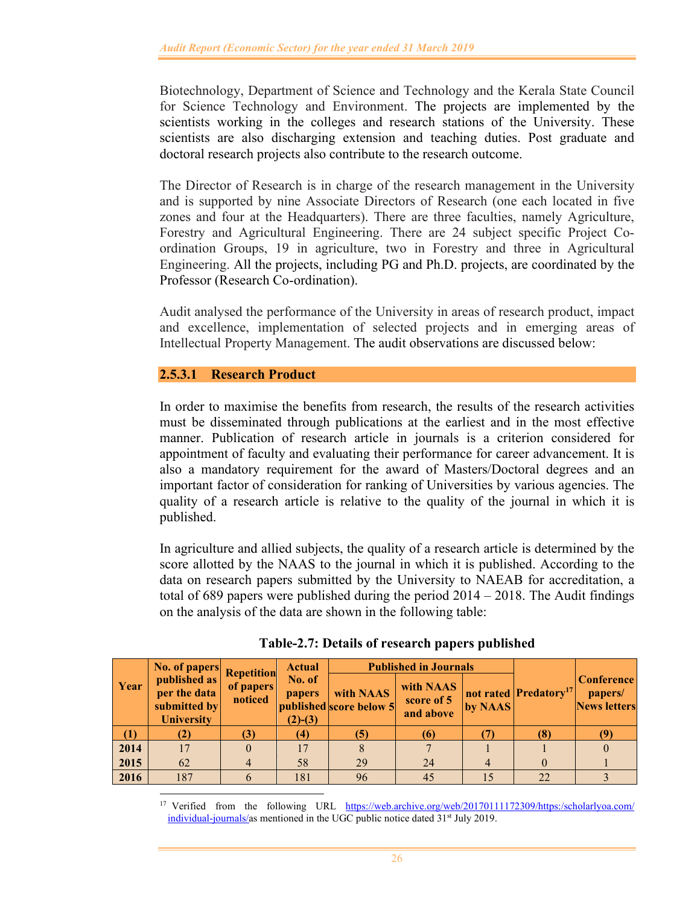Biotechnology, Department of Science and Technology and the Kerala State Council for Science Technology and Environment. The projects are implemented by the scientists working in the colleges and research stations of the University. These scientists are also discharging extension and teaching duties. Post graduate and doctoral research projects also contribute to the research outcome.

The Director of Research is in charge of the research management in the University and is supported by nine Associate Directors of Research (one each located in five zones and four at the Headquarters). There are three faculties, namely Agriculture, Forestry and Agricultural Engineering. There are 24 subject specific Project Co-ordination Groups, 19 in agriculture, two in Forestry and three in Agricultural Engineering. All the projects, including PG and Ph.D. projects, are coordinated by the Professor (Research Co-ordination).

Audit analysed the performance of the University in areas of research product, impact and excellence, implementation of selected projects and in emerging areas of Intellectual Property Management. The audit observations are discussed below:

#### 2.5.3.1 Research Product

In order to maximise the benefits from research, the results of the research activities must be disseminated through publications at the earliest and in the most effective manner. Publication of research article in journals is a criterion considered for appointment of faculty and evaluating their performance for career advancement. It is also a mandatory requirement for the award of Masters/Doctoral degrees and an important factor of consideration for ranking of Universities by various agencies. The quality of a research article is relative to the quality of the journal in which it is published.

In agriculture and allied subjects, the quality of a research article is determined by the score allotted by the NAAS to the journal in which it is published. According to the data on research papers submitted by the University to NAEAB for accreditation, a total of 689 papers were published during the period 2014 – 2018. The Audit findings on the analysis of the data are shown in the following table:

**Table-2.7: Details of research papers published**

| Year | No. of papers published as per the data submitted by University | Repetition of papers noticed | Actual No. of papers published (2)-(3) | Published in Journals | | | Predatory[17] | Conference papers/ News letters |
|---|---|---|---|---|---|---|---|---|
| | | | | with NAAS score below 5 | with NAAS score of 5 and above | not rated by NAAS | | |
| (1) | (2) | (3) | (4) | (5) | (6) | (7) | (8) | (9) |
| 2014 | 17 | 0 | 17 | 8 | 7 | 1 | 1 | 0 |
| 2015 | 62 | 4 | 58 | 29 | 24 | 4 | 0 | 1 |
| 2016 | 187 | 6 | 181 | 96 | 45 | 15 | 22 | 3 |

[17] Verified from the following URL https://web.archive.org/web/20170111172309/https:/scholarlyoa.com/individual-journals/as mentioned in the UGC public notice dated 31st July 2019.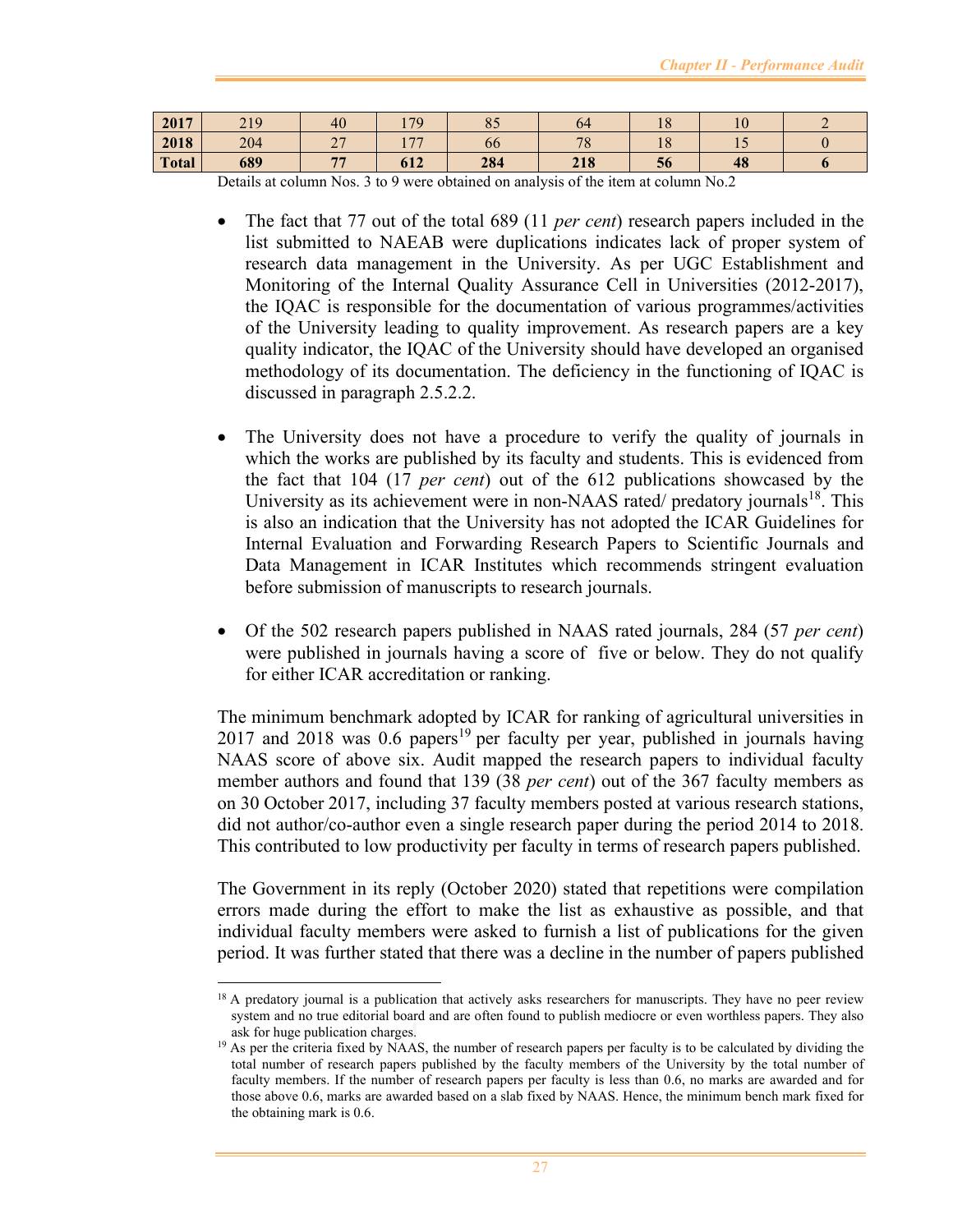| 2017 | 219 | 40 | 179 | 85 | 64 | 18 | 10 | 2 |
|---|---|---|---|---|---|---|---|---|
| 2018 | 204 | 27 | 177 | 66 | 78 | 18 | 15 | 0 |
| **Total** | **689** | **77** | **612** | **284** | **218** | **56** | **48** | **6** |

Details at column Nos. 3 to 9 were obtained on analysis of the item at column No.2

- The fact that 77 out of the total 689 (11 *per cent*) research papers included in the list submitted to NAEAB were duplications indicates lack of proper system of research data management in the University. As per UGC Establishment and Monitoring of the Internal Quality Assurance Cell in Universities (2012-2017), the IQAC is responsible for the documentation of various programmes/activities of the University leading to quality improvement. As research papers are a key quality indicator, the IQAC of the University should have developed an organised methodology of its documentation. The deficiency in the functioning of IQAC is discussed in paragraph 2.5.2.2.

- The University does not have a procedure to verify the quality of journals in which the works are published by its faculty and students. This is evidenced from the fact that 104 (17 *per cent*) out of the 612 publications showcased by the University as its achievement were in non-NAAS rated/ predatory journals[18]. This is also an indication that the University has not adopted the ICAR Guidelines for Internal Evaluation and Forwarding Research Papers to Scientific Journals and Data Management in ICAR Institutes which recommends stringent evaluation before submission of manuscripts to research journals.

- Of the 502 research papers published in NAAS rated journals, 284 (57 *per cent*) were published in journals having a score of five or below. They do not qualify for either ICAR accreditation or ranking.

The minimum benchmark adopted by ICAR for ranking of agricultural universities in 2017 and 2018 was 0.6 papers[19] per faculty per year, published in journals having NAAS score of above six. Audit mapped the research papers to individual faculty member authors and found that 139 (38 *per cent*) out of the 367 faculty members as on 30 October 2017, including 37 faculty members posted at various research stations, did not author/co-author even a single research paper during the period 2014 to 2018. This contributed to low productivity per faculty in terms of research papers published.

The Government in its reply (October 2020) stated that repetitions were compilation errors made during the effort to make the list as exhaustive as possible, and that individual faculty members were asked to furnish a list of publications for the given period. It was further stated that there was a decline in the number of papers published

---

[18] A predatory journal is a publication that actively asks researchers for manuscripts. They have no peer review system and no true editorial board and are often found to publish mediocre or even worthless papers. They also ask for huge publication charges.

[19] As per the criteria fixed by NAAS, the number of research papers per faculty is to be calculated by dividing the total number of research papers published by the faculty members of the University by the total number of faculty members. If the number of research papers per faculty is less than 0.6, no marks are awarded and for those above 0.6, marks are awarded based on a slab fixed by NAAS. Hence, the minimum bench mark fixed for the obtaining mark is 0.6.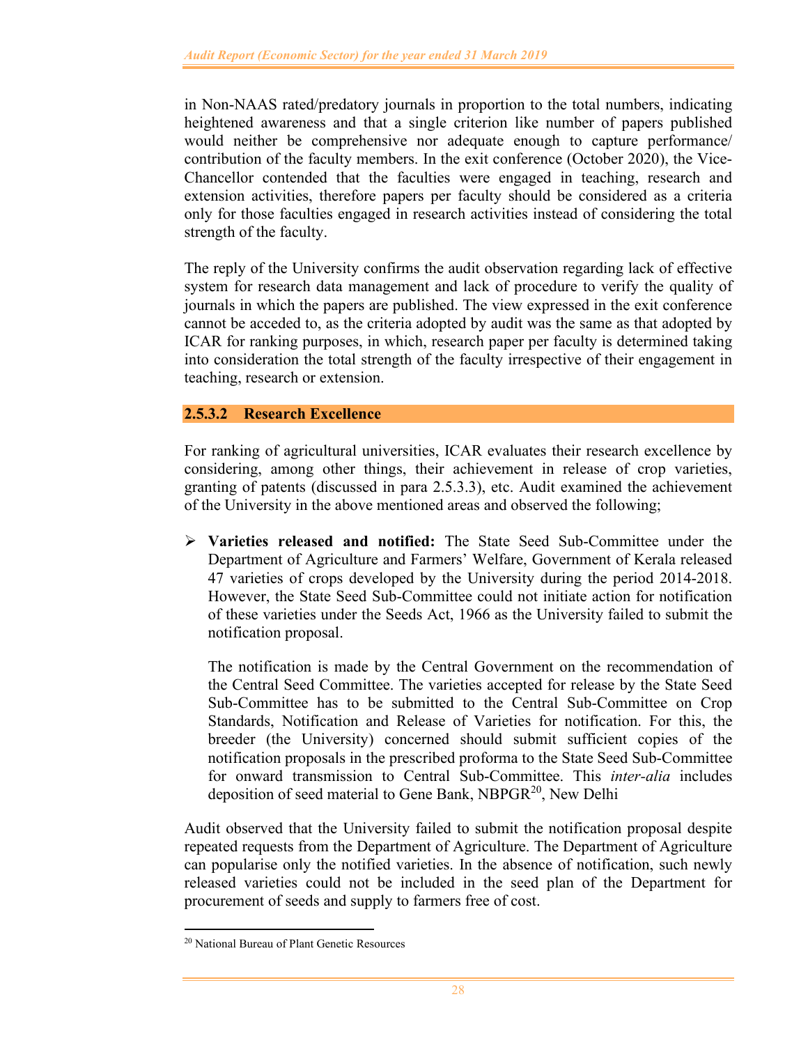in Non-NAAS rated/predatory journals in proportion to the total numbers, indicating heightened awareness and that a single criterion like number of papers published would neither be comprehensive nor adequate enough to capture performance/ contribution of the faculty members. In the exit conference (October 2020), the Vice-Chancellor contended that the faculties were engaged in teaching, research and extension activities, therefore papers per faculty should be considered as a criteria only for those faculties engaged in research activities instead of considering the total strength of the faculty.

The reply of the University confirms the audit observation regarding lack of effective system for research data management and lack of procedure to verify the quality of journals in which the papers are published. The view expressed in the exit conference cannot be acceded to, as the criteria adopted by audit was the same as that adopted by ICAR for ranking purposes, in which, research paper per faculty is determined taking into consideration the total strength of the faculty irrespective of their engagement in teaching, research or extension.

### 2.5.3.2 Research Excellence

For ranking of agricultural universities, ICAR evaluates their research excellence by considering, among other things, their achievement in release of crop varieties, granting of patents (discussed in para 2.5.3.3), etc. Audit examined the achievement of the University in the above mentioned areas and observed the following;

- **Varieties released and notified:** The State Seed Sub-Committee under the Department of Agriculture and Farmers' Welfare, Government of Kerala released 47 varieties of crops developed by the University during the period 2014-2018. However, the State Seed Sub-Committee could not initiate action for notification of these varieties under the Seeds Act, 1966 as the University failed to submit the notification proposal.

  The notification is made by the Central Government on the recommendation of the Central Seed Committee. The varieties accepted for release by the State Seed Sub-Committee has to be submitted to the Central Sub-Committee on Crop Standards, Notification and Release of Varieties for notification. For this, the breeder (the University) concerned should submit sufficient copies of the notification proposals in the prescribed proforma to the State Seed Sub-Committee for onward transmission to Central Sub-Committee. This *inter-alia* includes deposition of seed material to Gene Bank, NBPGR[20], New Delhi

Audit observed that the University failed to submit the notification proposal despite repeated requests from the Department of Agriculture. The Department of Agriculture can popularise only the notified varieties. In the absence of notification, such newly released varieties could not be included in the seed plan of the Department for procurement of seeds and supply to farmers free of cost.

[20] National Bureau of Plant Genetic Resources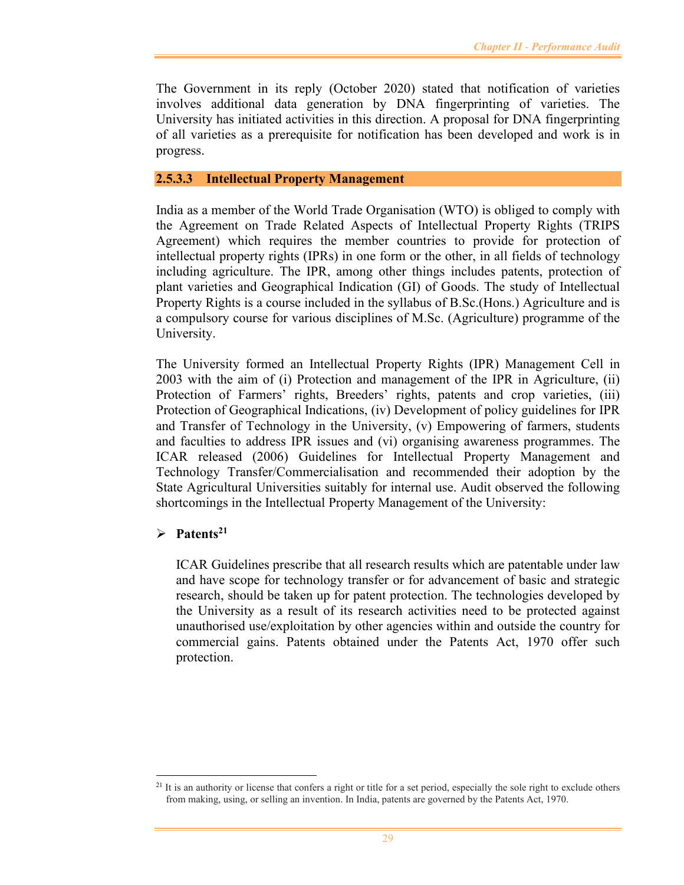The Government in its reply (October 2020) stated that notification of varieties involves additional data generation by DNA fingerprinting of varieties. The University has initiated activities in this direction. A proposal for DNA fingerprinting of all varieties as a prerequisite for notification has been developed and work is in progress.

### 2.5.3.3 Intellectual Property Management

India as a member of the World Trade Organisation (WTO) is obliged to comply with the Agreement on Trade Related Aspects of Intellectual Property Rights (TRIPS Agreement) which requires the member countries to provide for protection of intellectual property rights (IPRs) in one form or the other, in all fields of technology including agriculture. The IPR, among other things includes patents, protection of plant varieties and Geographical Indication (GI) of Goods. The study of Intellectual Property Rights is a course included in the syllabus of B.Sc.(Hons.) Agriculture and is a compulsory course for various disciplines of M.Sc. (Agriculture) programme of the University.

The University formed an Intellectual Property Rights (IPR) Management Cell in 2003 with the aim of (i) Protection and management of the IPR in Agriculture, (ii) Protection of Farmers' rights, Breeders' rights, patents and crop varieties, (iii) Protection of Geographical Indications, (iv) Development of policy guidelines for IPR and Transfer of Technology in the University, (v) Empowering of farmers, students and faculties to address IPR issues and (vi) organising awareness programmes. The ICAR released (2006) Guidelines for Intellectual Property Management and Technology Transfer/Commercialisation and recommended their adoption by the State Agricultural Universities suitably for internal use. Audit observed the following shortcomings in the Intellectual Property Management of the University:

- **Patents[21]**

  ICAR Guidelines prescribe that all research results which are patentable under law and have scope for technology transfer or for advancement of basic and strategic research, should be taken up for patent protection. The technologies developed by the University as a result of its research activities need to be protected against unauthorised use/exploitation by other agencies within and outside the country for commercial gains. Patents obtained under the Patents Act, 1970 offer such protection.

---

[21] It is an authority or license that confers a right or title for a set period, especially the sole right to exclude others from making, using, or selling an invention. In India, patents are governed by the Patents Act, 1970.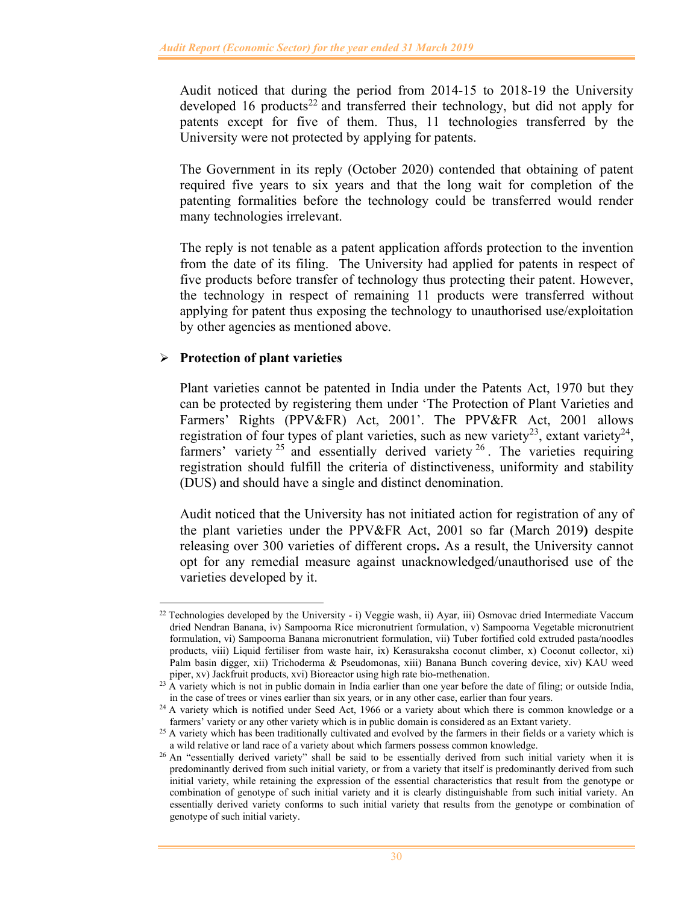Audit noticed that during the period from 2014-15 to 2018-19 the University developed 16 products[22] and transferred their technology, but did not apply for patents except for five of them. Thus, 11 technologies transferred by the University were not protected by applying for patents.

The Government in its reply (October 2020) contended that obtaining of patent required five years to six years and that the long wait for completion of the patenting formalities before the technology could be transferred would render many technologies irrelevant.

The reply is not tenable as a patent application affords protection to the invention from the date of its filing. The University had applied for patents in respect of five products before transfer of technology thus protecting their patent. However, the technology in respect of remaining 11 products were transferred without applying for patent thus exposing the technology to unauthorised use/exploitation by other agencies as mentioned above.

- **Protection of plant varieties**

Plant varieties cannot be patented in India under the Patents Act, 1970 but they can be protected by registering them under 'The Protection of Plant Varieties and Farmers' Rights (PPV&FR) Act, 2001'. The PPV&FR Act, 2001 allows registration of four types of plant varieties, such as new variety[23], extant variety[24], farmers' variety[25] and essentially derived variety[26]. The varieties requiring registration should fulfill the criteria of distinctiveness, uniformity and stability (DUS) and should have a single and distinct denomination.

Audit noticed that the University has not initiated action for registration of any of the plant varieties under the PPV&FR Act, 2001 so far (March 2019**)** despite releasing over 300 varieties of different crops**.** As a result, the University cannot opt for any remedial measure against unacknowledged/unauthorised use of the varieties developed by it.

---

[22] Technologies developed by the University - i) Veggie wash, ii) Ayar, iii) Osmovac dried Intermediate Vaccum dried Nendran Banana, iv) Sampoorna Rice micronutrient formulation, v) Sampoorna Vegetable micronutrient formulation, vi) Sampoorna Banana micronutrient formulation, vii) Tuber fortified cold extruded pasta/noodles products, viii) Liquid fertiliser from waste hair, ix) Kerasuraksha coconut climber, x) Coconut collector, xi) Palm basin digger, xii) Trichoderma & Pseudomonas, xiii) Banana Bunch covering device, xiv) KAU weed piper, xv) Jackfruit products, xvi) Bioreactor using high rate bio-methenation.

[23] A variety which is not in public domain in India earlier than one year before the date of filing; or outside India, in the case of trees or vines earlier than six years, or in any other case, earlier than four years.

[24] A variety which is notified under Seed Act, 1966 or a variety about which there is common knowledge or a farmers' variety or any other variety which is in public domain is considered as an Extant variety.

[25] A variety which has been traditionally cultivated and evolved by the farmers in their fields or a variety which is a wild relative or land race of a variety about which farmers possess common knowledge.

[26] An "essentially derived variety" shall be said to be essentially derived from such initial variety when it is predominantly derived from such initial variety, or from a variety that itself is predominantly derived from such initial variety, while retaining the expression of the essential characteristics that result from the genotype or combination of genotype of such initial variety and it is clearly distinguishable from such initial variety. An essentially derived variety conforms to such initial variety that results from the genotype or combination of genotype of such initial variety.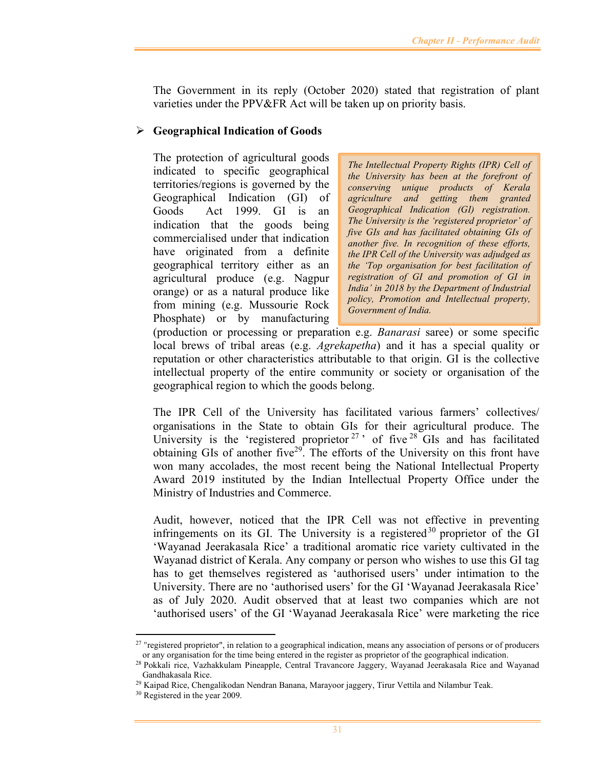The Government in its reply (October 2020) stated that registration of plant varieties under the PPV&FR Act will be taken up on priority basis.

- **Geographical Indication of Goods**

> *The Intellectual Property Rights (IPR) Cell of the University has been at the forefront of conserving unique products of Kerala agriculture and getting them granted Geographical Indication (GI) registration. The University is the 'registered proprietor' of five GIs and has facilitated obtaining GIs of another five. In recognition of these efforts, the IPR Cell of the University was adjudged as the 'Top organisation for best facilitation of registration of GI and promotion of GI in India' in 2018 by the Department of Industrial policy, Promotion and Intellectual property, Government of India.*

The protection of agricultural goods indicated to specific geographical territories/regions is governed by the Geographical Indication (GI) of Goods Act 1999. GI is an indication that the goods being commercialised under that indication have originated from a definite geographical territory either as an agricultural produce (e.g. Nagpur orange) or as a natural produce like from mining (e.g. Mussourie Rock Phosphate) or by manufacturing (production or processing or preparation e.g. *Banarasi* saree) or some specific local brews of tribal areas (e.g. *Agrekapetha*) and it has a special quality or reputation or other characteristics attributable to that origin. GI is the collective intellectual property of the entire community or society or organisation of the geographical region to which the goods belong.

The IPR Cell of the University has facilitated various farmers' collectives/ organisations in the State to obtain GIs for their agricultural produce. The University is the 'registered proprietor[27]' of five[28] GIs and has facilitated obtaining GIs of another five[29]. The efforts of the University on this front have won many accolades, the most recent being the National Intellectual Property Award 2019 instituted by the Indian Intellectual Property Office under the Ministry of Industries and Commerce.

Audit, however, noticed that the IPR Cell was not effective in preventing infringements on its GI. The University is a registered[30] proprietor of the GI 'Wayanad Jeerakasala Rice' a traditional aromatic rice variety cultivated in the Wayanad district of Kerala. Any company or person who wishes to use this GI tag has to get themselves registered as 'authorised users' under intimation to the University. There are no 'authorised users' for the GI 'Wayanad Jeerakasala Rice' as of July 2020. Audit observed that at least two companies which are not 'authorised users' of the GI 'Wayanad Jeerakasala Rice' were marketing the rice

---

[27] "registered proprietor", in relation to a geographical indication, means any association of persons or of producers or any organisation for the time being entered in the register as proprietor of the geographical indication.

[28] Pokkali rice, Vazhakkulam Pineapple, Central Travancore Jaggery, Wayanad Jeerakasala Rice and Wayanad Gandhakasala Rice.

[29] Kaipad Rice, Chengalikodan Nendran Banana, Marayoor jaggery, Tirur Vettila and Nilambur Teak.

[30] Registered in the year 2009.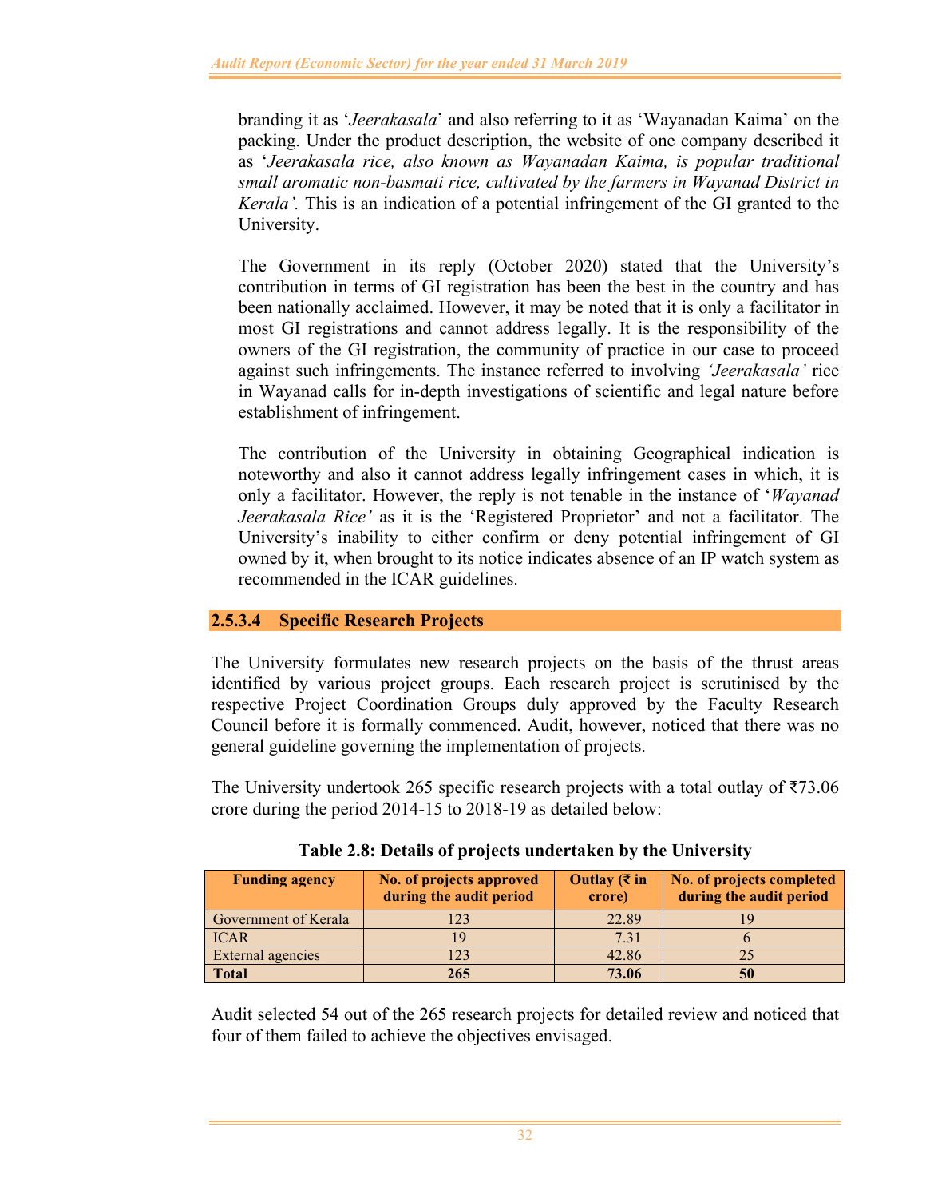branding it as '*Jeerakasala*' and also referring to it as 'Wayanadan Kaima' on the packing. Under the product description, the website of one company described it as '*Jeerakasala rice, also known as Wayanadan Kaima, is popular traditional small aromatic non-basmati rice, cultivated by the farmers in Wayanad District in Kerala'.* This is an indication of a potential infringement of the GI granted to the University.

The Government in its reply (October 2020) stated that the University's contribution in terms of GI registration has been the best in the country and has been nationally acclaimed. However, it may be noted that it is only a facilitator in most GI registrations and cannot address legally. It is the responsibility of the owners of the GI registration, the community of practice in our case to proceed against such infringements. The instance referred to involving *'Jeerakasala'* rice in Wayanad calls for in-depth investigations of scientific and legal nature before establishment of infringement.

The contribution of the University in obtaining Geographical indication is noteworthy and also it cannot address legally infringement cases in which, it is only a facilitator. However, the reply is not tenable in the instance of '*Wayanad Jeerakasala Rice'* as it is the 'Registered Proprietor' and not a facilitator. The University's inability to either confirm or deny potential infringement of GI owned by it, when brought to its notice indicates absence of an IP watch system as recommended in the ICAR guidelines.

#### 2.5.3.4 Specific Research Projects

The University formulates new research projects on the basis of the thrust areas identified by various project groups. Each research project is scrutinised by the respective Project Coordination Groups duly approved by the Faculty Research Council before it is formally commenced. Audit, however, noticed that there was no general guideline governing the implementation of projects.

The University undertook 265 specific research projects with a total outlay of ₹73.06 crore during the period 2014-15 to 2018-19 as detailed below:

**Table 2.8: Details of projects undertaken by the University**

| Funding agency | No. of projects approved during the audit period | Outlay (₹ in crore) | No. of projects completed during the audit period |
|---|---|---|---|
| Government of Kerala | 123 | 22.89 | 19 |
| ICAR | 19 | 7.31 | 6 |
| External agencies | 123 | 42.86 | 25 |
| **Total** | **265** | **73.06** | **50** |

Audit selected 54 out of the 265 research projects for detailed review and noticed that four of them failed to achieve the objectives envisaged.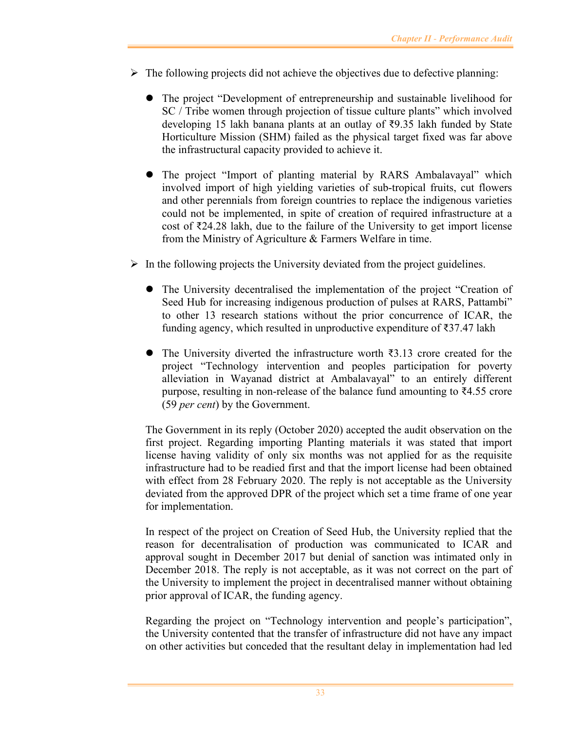- The following projects did not achieve the objectives due to defective planning:

  - The project "Development of entrepreneurship and sustainable livelihood for SC / Tribe women through projection of tissue culture plants" which involved developing 15 lakh banana plants at an outlay of ₹9.35 lakh funded by State Horticulture Mission (SHM) failed as the physical target fixed was far above the infrastructural capacity provided to achieve it.

  - The project "Import of planting material by RARS Ambalavayal" which involved import of high yielding varieties of sub-tropical fruits, cut flowers and other perennials from foreign countries to replace the indigenous varieties could not be implemented, in spite of creation of required infrastructure at a cost of ₹24.28 lakh, due to the failure of the University to get import license from the Ministry of Agriculture & Farmers Welfare in time.

- In the following projects the University deviated from the project guidelines.

  - The University decentralised the implementation of the project "Creation of Seed Hub for increasing indigenous production of pulses at RARS, Pattambi" to other 13 research stations without the prior concurrence of ICAR, the funding agency, which resulted in unproductive expenditure of ₹37.47 lakh

  - The University diverted the infrastructure worth ₹3.13 crore created for the project "Technology intervention and peoples participation for poverty alleviation in Wayanad district at Ambalavayal" to an entirely different purpose, resulting in non-release of the balance fund amounting to ₹4.55 crore (59 *per cent*) by the Government.

The Government in its reply (October 2020) accepted the audit observation on the first project. Regarding importing Planting materials it was stated that import license having validity of only six months was not applied for as the requisite infrastructure had to be readied first and that the import license had been obtained with effect from 28 February 2020. The reply is not acceptable as the University deviated from the approved DPR of the project which set a time frame of one year for implementation.

In respect of the project on Creation of Seed Hub, the University replied that the reason for decentralisation of production was communicated to ICAR and approval sought in December 2017 but denial of sanction was intimated only in December 2018. The reply is not acceptable, as it was not correct on the part of the University to implement the project in decentralised manner without obtaining prior approval of ICAR, the funding agency.

Regarding the project on "Technology intervention and people's participation", the University contented that the transfer of infrastructure did not have any impact on other activities but conceded that the resultant delay in implementation had led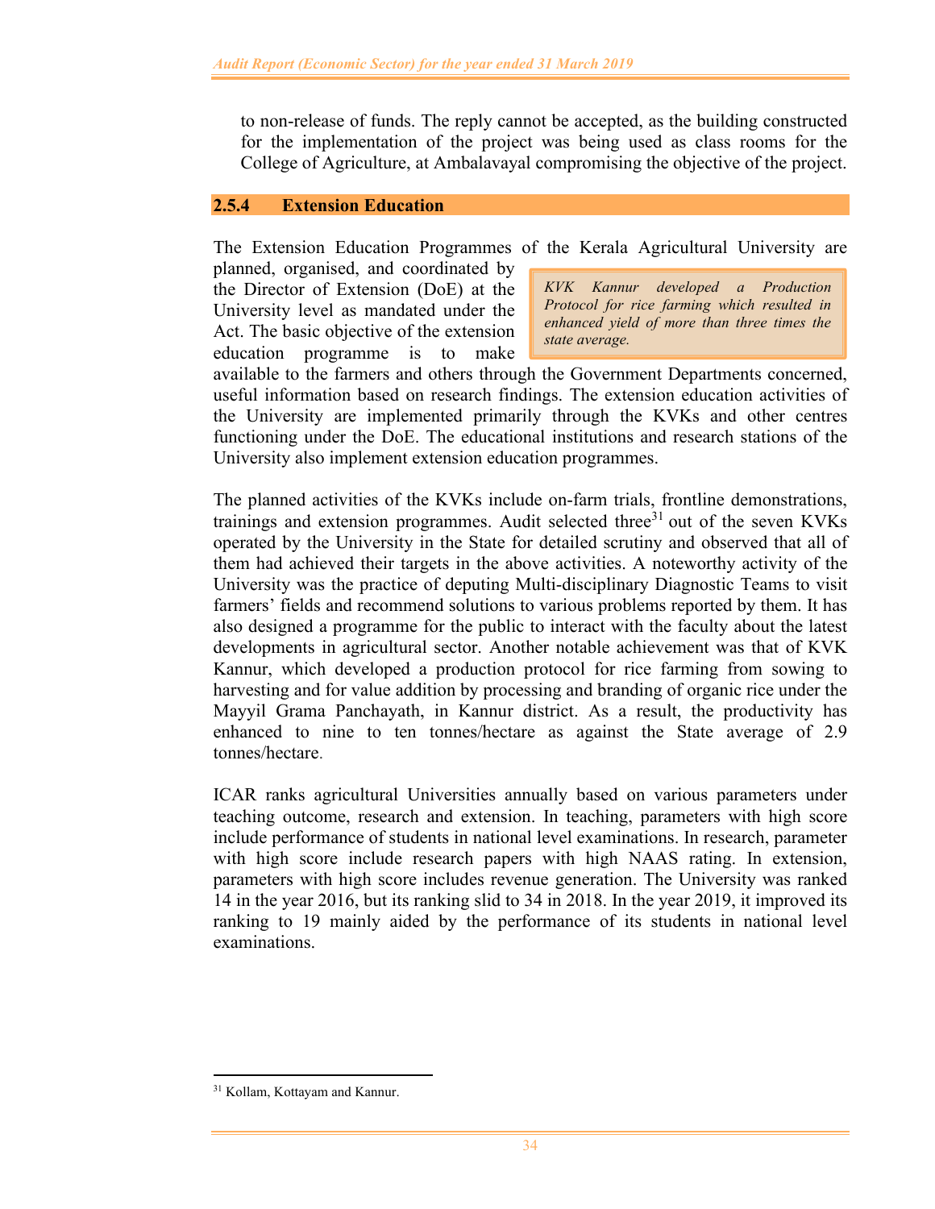to non-release of funds. The reply cannot be accepted, as the building constructed for the implementation of the project was being used as class rooms for the College of Agriculture, at Ambalavayal compromising the objective of the project.

### 2.5.4 Extension Education

The Extension Education Programmes of the Kerala Agricultural University are planned, organised, and coordinated by the Director of Extension (DoE) at the University level as mandated under the Act. The basic objective of the extension education programme is to make available to the farmers and others through the Government Departments concerned, useful information based on research findings. The extension education activities of the University are implemented primarily through the KVKs and other centres functioning under the DoE. The educational institutions and research stations of the University also implement extension education programmes.

> *KVK Kannur developed a Production Protocol for rice farming which resulted in enhanced yield of more than three times the state average.*

The planned activities of the KVKs include on-farm trials, frontline demonstrations, trainings and extension programmes. Audit selected three[31] out of the seven KVKs operated by the University in the State for detailed scrutiny and observed that all of them had achieved their targets in the above activities. A noteworthy activity of the University was the practice of deputing Multi-disciplinary Diagnostic Teams to visit farmers' fields and recommend solutions to various problems reported by them. It has also designed a programme for the public to interact with the faculty about the latest developments in agricultural sector. Another notable achievement was that of KVK Kannur, which developed a production protocol for rice farming from sowing to harvesting and for value addition by processing and branding of organic rice under the Mayyil Grama Panchayath, in Kannur district. As a result, the productivity has enhanced to nine to ten tonnes/hectare as against the State average of 2.9 tonnes/hectare.

ICAR ranks agricultural Universities annually based on various parameters under teaching outcome, research and extension. In teaching, parameters with high score include performance of students in national level examinations. In research, parameter with high score include research papers with high NAAS rating. In extension, parameters with high score includes revenue generation. The University was ranked 14 in the year 2016, but its ranking slid to 34 in 2018. In the year 2019, it improved its ranking to 19 mainly aided by the performance of its students in national level examinations.

---

[31] Kollam, Kottayam and Kannur.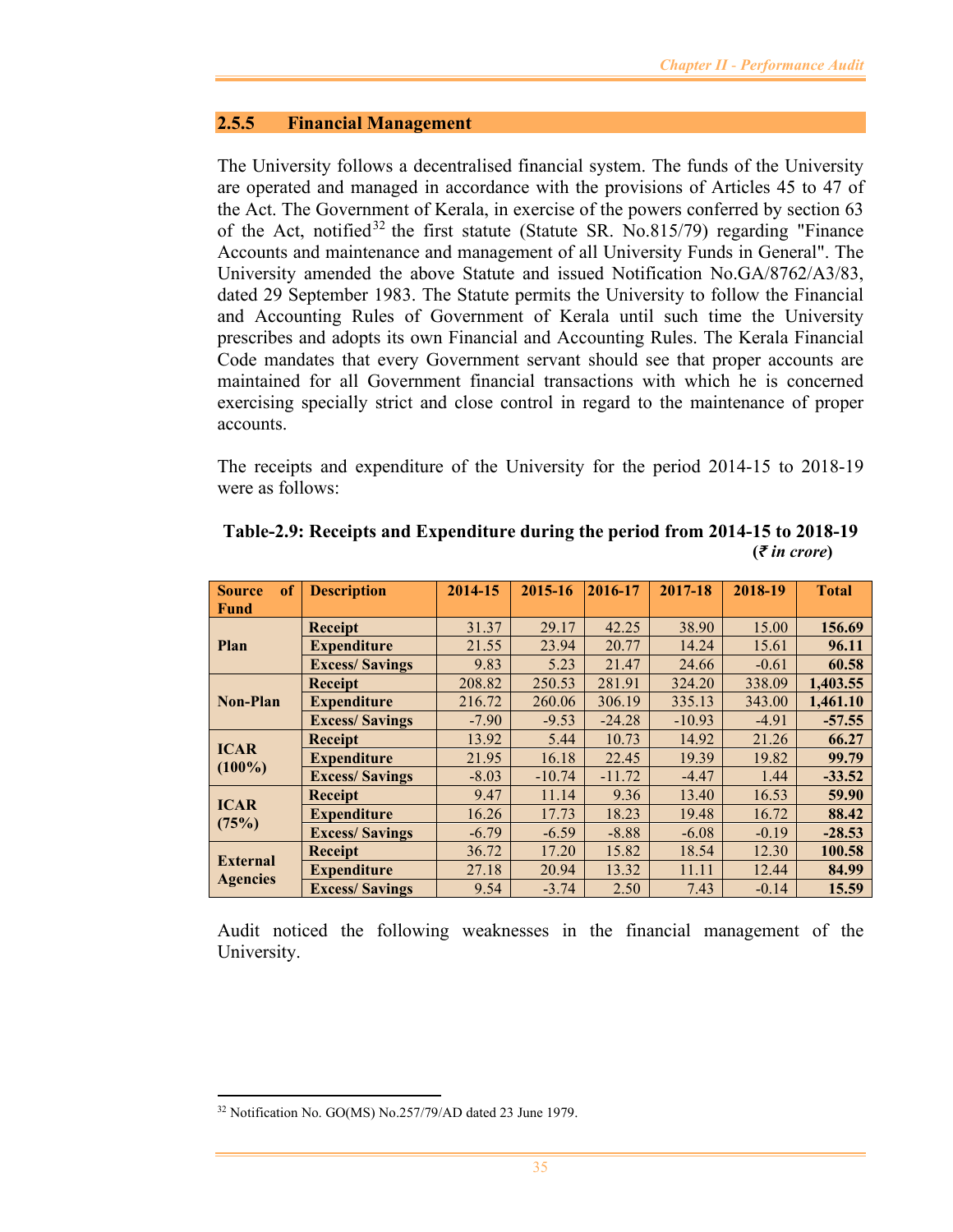## 2.5.5 Financial Management

The University follows a decentralised financial system. The funds of the University are operated and managed in accordance with the provisions of Articles 45 to 47 of the Act. The Government of Kerala, in exercise of the powers conferred by section 63 of the Act, notified[32] the first statute (Statute SR. No.815/79) regarding "Finance Accounts and maintenance and management of all University Funds in General". The University amended the above Statute and issued Notification No.GA/8762/A3/83, dated 29 September 1983. The Statute permits the University to follow the Financial and Accounting Rules of Government of Kerala until such time the University prescribes and adopts its own Financial and Accounting Rules. The Kerala Financial Code mandates that every Government servant should see that proper accounts are maintained for all Government financial transactions with which he is concerned exercising specially strict and close control in regard to the maintenance of proper accounts.

The receipts and expenditure of the University for the period 2014-15 to 2018-19 were as follows:

**Table-2.9: Receipts and Expenditure during the period from 2014-15 to 2018-19**
**(₹ *in crore*)**

| Source of Fund | Description | 2014-15 | 2015-16 | 2016-17 | 2017-18 | 2018-19 | Total |
|---|---|---|---|---|---|---|---|
| Plan | Receipt | 31.37 | 29.17 | 42.25 | 38.90 | 15.00 | **156.69** |
| | Expenditure | 21.55 | 23.94 | 20.77 | 14.24 | 15.61 | **96.11** |
| | Excess/ Savings | 9.83 | 5.23 | 21.47 | 24.66 | -0.61 | **60.58** |
| Non-Plan | Receipt | 208.82 | 250.53 | 281.91 | 324.20 | 338.09 | **1,403.55** |
| | Expenditure | 216.72 | 260.06 | 306.19 | 335.13 | 343.00 | **1,461.10** |
| | Excess/ Savings | -7.90 | -9.53 | -24.28 | -10.93 | -4.91 | **-57.55** |
| ICAR (100%) | Receipt | 13.92 | 5.44 | 10.73 | 14.92 | 21.26 | **66.27** |
| | Expenditure | 21.95 | 16.18 | 22.45 | 19.39 | 19.82 | **99.79** |
| | Excess/ Savings | -8.03 | -10.74 | -11.72 | -4.47 | 1.44 | **-33.52** |
| ICAR (75%) | Receipt | 9.47 | 11.14 | 9.36 | 13.40 | 16.53 | **59.90** |
| | Expenditure | 16.26 | 17.73 | 18.23 | 19.48 | 16.72 | **88.42** |
| | Excess/ Savings | -6.79 | -6.59 | -8.88 | -6.08 | -0.19 | **-28.53** |
| External Agencies | Receipt | 36.72 | 17.20 | 15.82 | 18.54 | 12.30 | **100.58** |
| | Expenditure | 27.18 | 20.94 | 13.32 | 11.11 | 12.44 | **84.99** |
| | Excess/ Savings | 9.54 | -3.74 | 2.50 | 7.43 | -0.14 | **15.59** |

Audit noticed the following weaknesses in the financial management of the University.

[32] Notification No. GO(MS) No.257/79/AD dated 23 June 1979.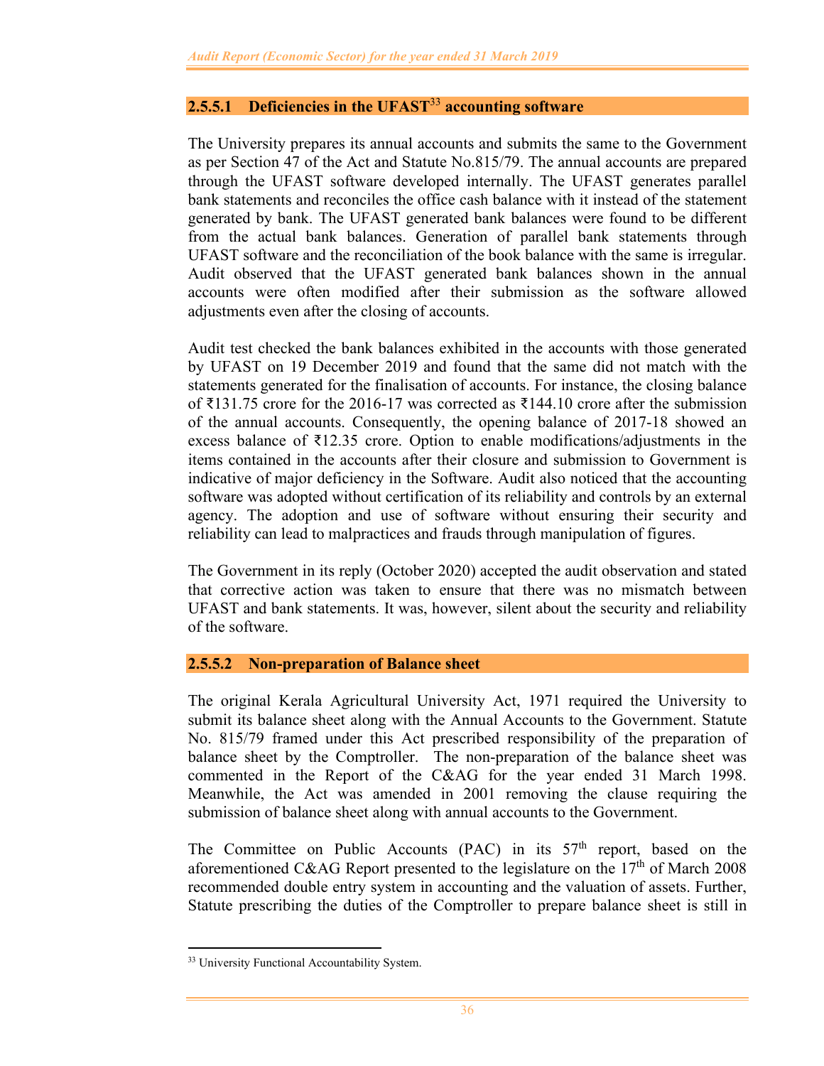#### 2.5.5.1 Deficiencies in the UFAST[33] accounting software

The University prepares its annual accounts and submits the same to the Government as per Section 47 of the Act and Statute No.815/79. The annual accounts are prepared through the UFAST software developed internally. The UFAST generates parallel bank statements and reconciles the office cash balance with it instead of the statement generated by bank. The UFAST generated bank balances were found to be different from the actual bank balances. Generation of parallel bank statements through UFAST software and the reconciliation of the book balance with the same is irregular. Audit observed that the UFAST generated bank balances shown in the annual accounts were often modified after their submission as the software allowed adjustments even after the closing of accounts.

Audit test checked the bank balances exhibited in the accounts with those generated by UFAST on 19 December 2019 and found that the same did not match with the statements generated for the finalisation of accounts. For instance, the closing balance of ₹131.75 crore for the 2016-17 was corrected as ₹144.10 crore after the submission of the annual accounts. Consequently, the opening balance of 2017-18 showed an excess balance of ₹12.35 crore. Option to enable modifications/adjustments in the items contained in the accounts after their closure and submission to Government is indicative of major deficiency in the Software. Audit also noticed that the accounting software was adopted without certification of its reliability and controls by an external agency. The adoption and use of software without ensuring their security and reliability can lead to malpractices and frauds through manipulation of figures.

The Government in its reply (October 2020) accepted the audit observation and stated that corrective action was taken to ensure that there was no mismatch between UFAST and bank statements. It was, however, silent about the security and reliability of the software.

#### 2.5.5.2 Non-preparation of Balance sheet

The original Kerala Agricultural University Act, 1971 required the University to submit its balance sheet along with the Annual Accounts to the Government. Statute No. 815/79 framed under this Act prescribed responsibility of the preparation of balance sheet by the Comptroller. The non-preparation of the balance sheet was commented in the Report of the C&AG for the year ended 31 March 1998. Meanwhile, the Act was amended in 2001 removing the clause requiring the submission of balance sheet along with annual accounts to the Government.

The Committee on Public Accounts (PAC) in its 57th report, based on the aforementioned C&AG Report presented to the legislature on the 17th of March 2008 recommended double entry system in accounting and the valuation of assets. Further, Statute prescribing the duties of the Comptroller to prepare balance sheet is still in

---

[33] University Functional Accountability System.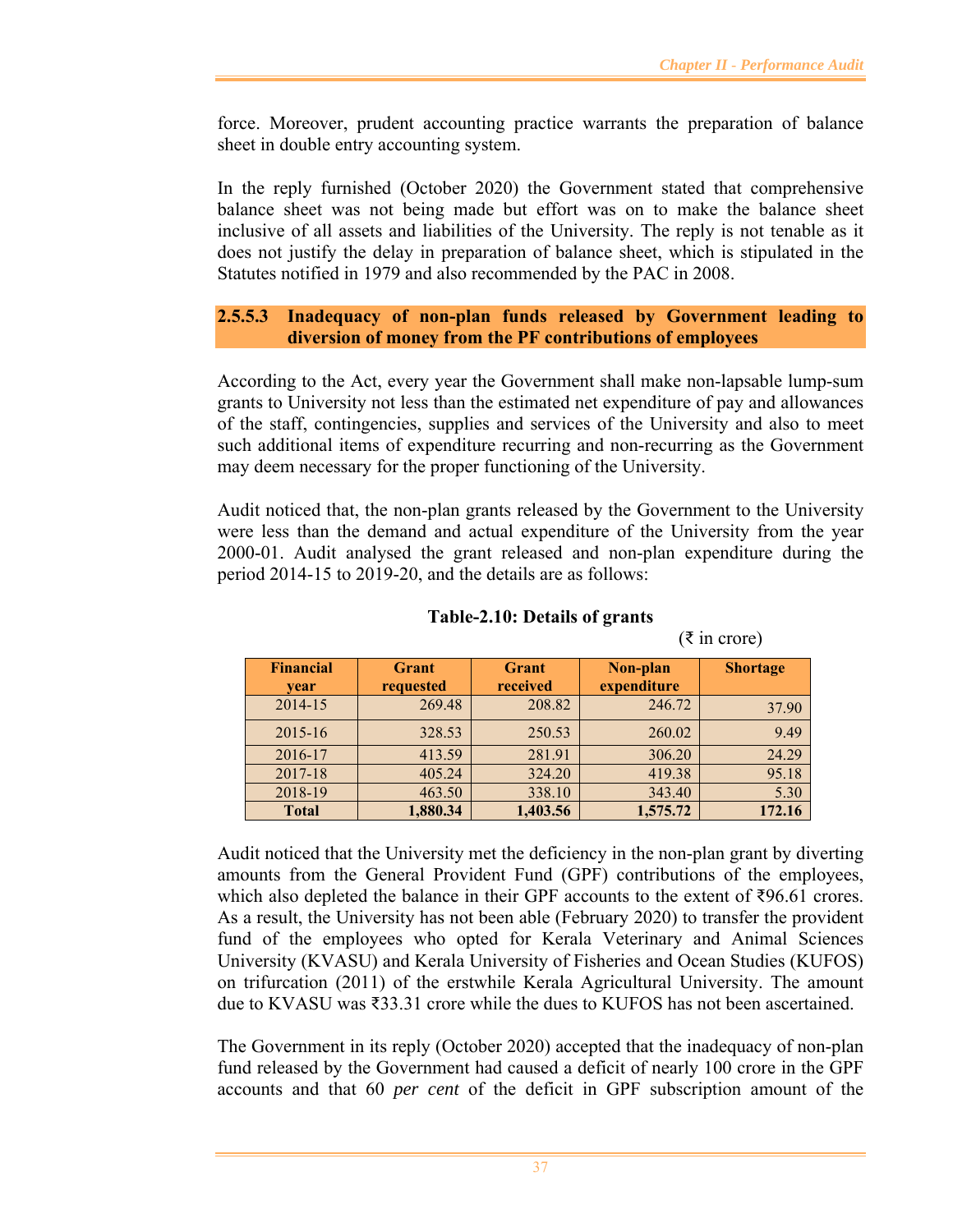force. Moreover, prudent accounting practice warrants the preparation of balance sheet in double entry accounting system.

In the reply furnished (October 2020) the Government stated that comprehensive balance sheet was not being made but effort was on to make the balance sheet inclusive of all assets and liabilities of the University. The reply is not tenable as it does not justify the delay in preparation of balance sheet, which is stipulated in the Statutes notified in 1979 and also recommended by the PAC in 2008.

#### 2.5.5.3 Inadequacy of non-plan funds released by Government leading to diversion of money from the PF contributions of employees

According to the Act, every year the Government shall make non-lapsable lump-sum grants to University not less than the estimated net expenditure of pay and allowances of the staff, contingencies, supplies and services of the University and also to meet such additional items of expenditure recurring and non-recurring as the Government may deem necessary for the proper functioning of the University.

Audit noticed that, the non-plan grants released by the Government to the University were less than the demand and actual expenditure of the University from the year 2000-01. Audit analysed the grant released and non-plan expenditure during the period 2014-15 to 2019-20, and the details are as follows:

**Table-2.10: Details of grants**

(₹ in crore)

| Financial year | Grant requested | Grant received | Non-plan expenditure | Shortage |
|---|---|---|---|---|
| 2014-15 | 269.48 | 208.82 | 246.72 | 37.90 |
| 2015-16 | 328.53 | 250.53 | 260.02 | 9.49 |
| 2016-17 | 413.59 | 281.91 | 306.20 | 24.29 |
| 2017-18 | 405.24 | 324.20 | 419.38 | 95.18 |
| 2018-19 | 463.50 | 338.10 | 343.40 | 5.30 |
| **Total** | **1,880.34** | **1,403.56** | **1,575.72** | **172.16** |

Audit noticed that the University met the deficiency in the non-plan grant by diverting amounts from the General Provident Fund (GPF) contributions of the employees, which also depleted the balance in their GPF accounts to the extent of ₹96.61 crores. As a result, the University has not been able (February 2020) to transfer the provident fund of the employees who opted for Kerala Veterinary and Animal Sciences University (KVASU) and Kerala University of Fisheries and Ocean Studies (KUFOS) on trifurcation (2011) of the erstwhile Kerala Agricultural University. The amount due to KVASU was ₹33.31 crore while the dues to KUFOS has not been ascertained.

The Government in its reply (October 2020) accepted that the inadequacy of non-plan fund released by the Government had caused a deficit of nearly 100 crore in the GPF accounts and that 60 *per cent* of the deficit in GPF subscription amount of the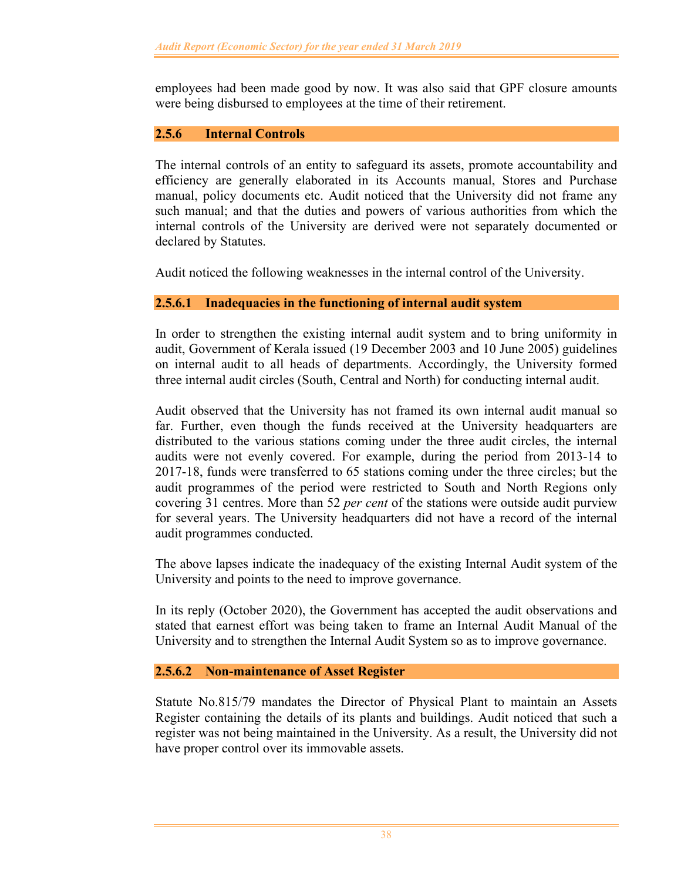employees had been made good by now. It was also said that GPF closure amounts were being disbursed to employees at the time of their retirement.

### 2.5.6 Internal Controls

The internal controls of an entity to safeguard its assets, promote accountability and efficiency are generally elaborated in its Accounts manual, Stores and Purchase manual, policy documents etc. Audit noticed that the University did not frame any such manual; and that the duties and powers of various authorities from which the internal controls of the University are derived were not separately documented or declared by Statutes.

Audit noticed the following weaknesses in the internal control of the University.

#### 2.5.6.1 Inadequacies in the functioning of internal audit system

In order to strengthen the existing internal audit system and to bring uniformity in audit, Government of Kerala issued (19 December 2003 and 10 June 2005) guidelines on internal audit to all heads of departments. Accordingly, the University formed three internal audit circles (South, Central and North) for conducting internal audit.

Audit observed that the University has not framed its own internal audit manual so far. Further, even though the funds received at the University headquarters are distributed to the various stations coming under the three audit circles, the internal audits were not evenly covered. For example, during the period from 2013-14 to 2017-18, funds were transferred to 65 stations coming under the three circles; but the audit programmes of the period were restricted to South and North Regions only covering 31 centres. More than 52 *per cent* of the stations were outside audit purview for several years. The University headquarters did not have a record of the internal audit programmes conducted.

The above lapses indicate the inadequacy of the existing Internal Audit system of the University and points to the need to improve governance.

In its reply (October 2020), the Government has accepted the audit observations and stated that earnest effort was being taken to frame an Internal Audit Manual of the University and to strengthen the Internal Audit System so as to improve governance.

#### 2.5.6.2 Non-maintenance of Asset Register

Statute No.815/79 mandates the Director of Physical Plant to maintain an Assets Register containing the details of its plants and buildings. Audit noticed that such a register was not being maintained in the University. As a result, the University did not have proper control over its immovable assets.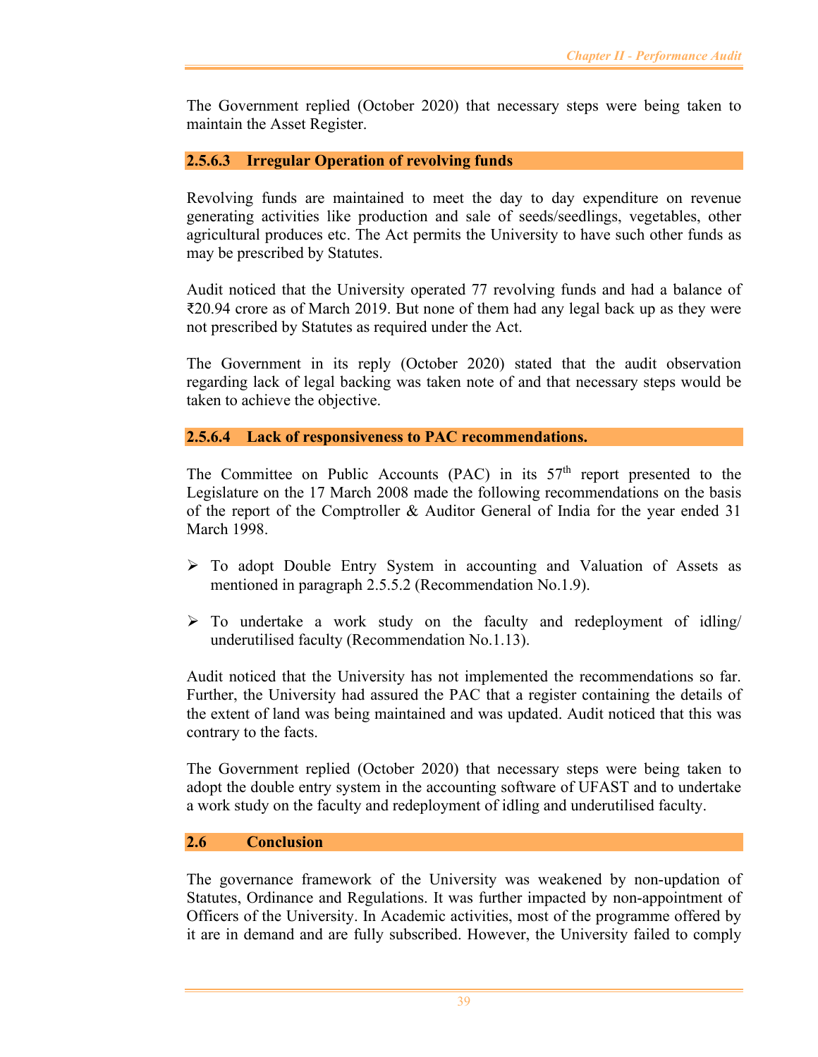The Government replied (October 2020) that necessary steps were being taken to maintain the Asset Register.

#### 2.5.6.3 Irregular Operation of revolving funds

Revolving funds are maintained to meet the day to day expenditure on revenue generating activities like production and sale of seeds/seedlings, vegetables, other agricultural produces etc. The Act permits the University to have such other funds as may be prescribed by Statutes.

Audit noticed that the University operated 77 revolving funds and had a balance of ₹20.94 crore as of March 2019. But none of them had any legal back up as they were not prescribed by Statutes as required under the Act.

The Government in its reply (October 2020) stated that the audit observation regarding lack of legal backing was taken note of and that necessary steps would be taken to achieve the objective.

#### 2.5.6.4 Lack of responsiveness to PAC recommendations.

The Committee on Public Accounts (PAC) in its 57th report presented to the Legislature on the 17 March 2008 made the following recommendations on the basis of the report of the Comptroller & Auditor General of India for the year ended 31 March 1998.

- To adopt Double Entry System in accounting and Valuation of Assets as mentioned in paragraph 2.5.5.2 (Recommendation No.1.9).
- To undertake a work study on the faculty and redeployment of idling/ underutilised faculty (Recommendation No.1.13).

Audit noticed that the University has not implemented the recommendations so far. Further, the University had assured the PAC that a register containing the details of the extent of land was being maintained and was updated. Audit noticed that this was contrary to the facts.

The Government replied (October 2020) that necessary steps were being taken to adopt the double entry system in the accounting software of UFAST and to undertake a work study on the faculty and redeployment of idling and underutilised faculty.

## 2.6 Conclusion

The governance framework of the University was weakened by non-updation of Statutes, Ordinance and Regulations. It was further impacted by non-appointment of Officers of the University. In Academic activities, most of the programme offered by it are in demand and are fully subscribed. However, the University failed to comply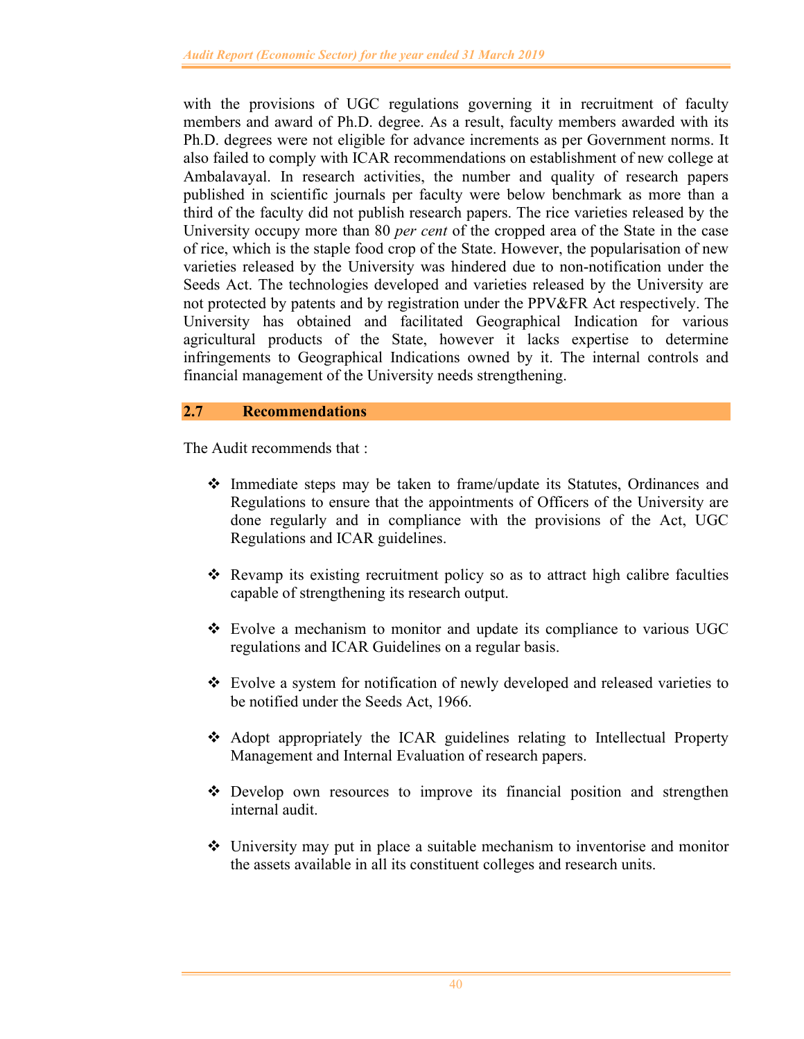with the provisions of UGC regulations governing it in recruitment of faculty members and award of Ph.D. degree. As a result, faculty members awarded with its Ph.D. degrees were not eligible for advance increments as per Government norms. It also failed to comply with ICAR recommendations on establishment of new college at Ambalavayal. In research activities, the number and quality of research papers published in scientific journals per faculty were below benchmark as more than a third of the faculty did not publish research papers. The rice varieties released by the University occupy more than 80 *per cent* of the cropped area of the State in the case of rice, which is the staple food crop of the State. However, the popularisation of new varieties released by the University was hindered due to non-notification under the Seeds Act. The technologies developed and varieties released by the University are not protected by patents and by registration under the PPV&FR Act respectively. The University has obtained and facilitated Geographical Indication for various agricultural products of the State, however it lacks expertise to determine infringements to Geographical Indications owned by it. The internal controls and financial management of the University needs strengthening.

## 2.7 Recommendations

The Audit recommends that :

- Immediate steps may be taken to frame/update its Statutes, Ordinances and Regulations to ensure that the appointments of Officers of the University are done regularly and in compliance with the provisions of the Act, UGC Regulations and ICAR guidelines.
- Revamp its existing recruitment policy so as to attract high calibre faculties capable of strengthening its research output.
- Evolve a mechanism to monitor and update its compliance to various UGC regulations and ICAR Guidelines on a regular basis.
- Evolve a system for notification of newly developed and released varieties to be notified under the Seeds Act, 1966.
- Adopt appropriately the ICAR guidelines relating to Intellectual Property Management and Internal Evaluation of research papers.
- Develop own resources to improve its financial position and strengthen internal audit.
- University may put in place a suitable mechanism to inventorise and monitor the assets available in all its constituent colleges and research units.